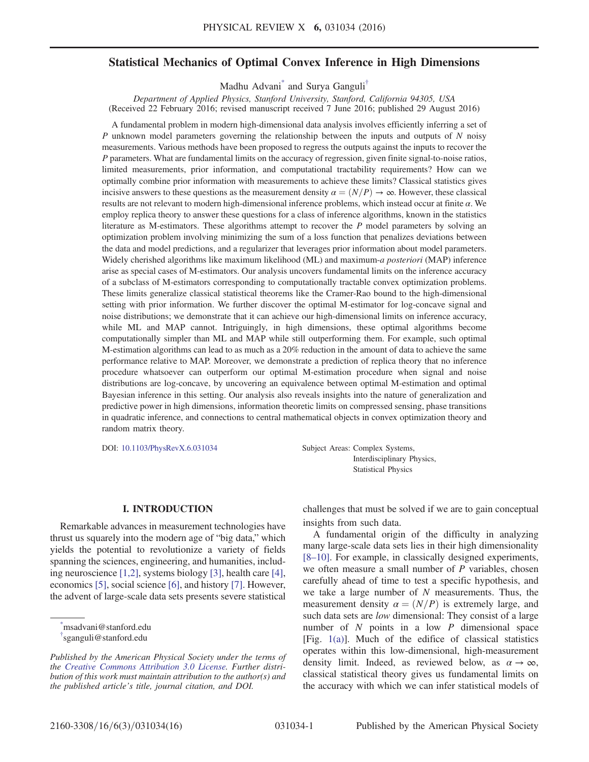# Statistical Mechanics of Optimal Convex Inference in High Dimensions

Madhu Advani[*] and Surya Ganguli[†]

*Department of Applied Physics, Stanford University, Stanford, California 94305, USA*
(Received 22 February 2016; revised manuscript received 7 June 2016; published 29 August 2016)

A fundamental problem in modern high-dimensional data analysis involves efficiently inferring a set of $P$ unknown model parameters governing the relationship between the inputs and outputs of $N$ noisy measurements. Various methods have been proposed to regress the outputs against the inputs to recover the $P$ parameters. What are fundamental limits on the accuracy of regression, given finite signal-to-noise ratios, limited measurements, prior information, and computational tractability requirements? How can we optimally combine prior information with measurements to achieve these limits? Classical statistics gives incisive answers to these questions as the measurement density $\alpha = (N/P) \to \infty$. However, these classical results are not relevant to modern high-dimensional inference problems, which instead occur at finite $\alpha$. We employ replica theory to answer these questions for a class of inference algorithms, known in the statistics literature as M-estimators. These algorithms attempt to recover the $P$ model parameters by solving an optimization problem involving minimizing the sum of a loss function that penalizes deviations between the data and model predictions, and a regularizer that leverages prior information about model parameters. Widely cherished algorithms like maximum likelihood (ML) and maximum-*a posteriori* (MAP) inference arise as special cases of M-estimators. Our analysis uncovers fundamental limits on the inference accuracy of a subclass of M-estimators corresponding to computationally tractable convex optimization problems. These limits generalize classical statistical theorems like the Cramer-Rao bound to the high-dimensional setting with prior information. We further discover the optimal M-estimator for log-concave signal and noise distributions; we demonstrate that it can achieve our high-dimensional limits on inference accuracy, while ML and MAP cannot. Intriguingly, in high dimensions, these optimal algorithms become computationally simpler than ML and MAP while still outperforming them. For example, such optimal M-estimation algorithms can lead to as much as a 20% reduction in the amount of data to achieve the same performance relative to MAP. Moreover, we demonstrate a prediction of replica theory that no inference procedure whatsoever can outperform our optimal M-estimation procedure when signal and noise distributions are log-concave, by uncovering an equivalence between optimal M-estimation and optimal Bayesian inference in this setting. Our analysis also reveals insights into the nature of generalization and predictive power in high dimensions, information theoretic limits on compressed sensing, phase transitions in quadratic inference, and connections to central mathematical objects in convex optimization theory and random matrix theory.

DOI: 10.1103/PhysRevX.6.031034

Subject Areas: Complex Systems, Interdisciplinary Physics, Statistical Physics

## I. INTRODUCTION

Remarkable advances in measurement technologies have thrust us squarely into the modern age of "big data," which yields the potential to revolutionize a variety of fields spanning the sciences, engineering, and humanities, including neuroscience [1,2], systems biology [3], health care [4], economics [5], social science [6], and history [7]. However, the advent of large-scale data sets presents severe statistical challenges that must be solved if we are to gain conceptual insights from such data.

A fundamental origin of the difficulty in analyzing many large-scale data sets lies in their high dimensionality [8–10]. For example, in classically designed experiments, we often measure a small number of $P$ variables, chosen carefully ahead of time to test a specific hypothesis, and we take a large number of $N$ measurements. Thus, the measurement density $\alpha = (N/P)$ is extremely large, and such data sets are *low* dimensional: They consist of a large number of $N$ points in a low $P$ dimensional space [Fig. 1(a)]. Much of the edifice of classical statistics operates within this low-dimensional, high-measurement density limit. Indeed, as reviewed below, as $\alpha \to \infty$, classical statistical theory gives us fundamental limits on the accuracy with which we can infer statistical models of

---

[*] msadvani@stanford.edu

[†] sganguli@stanford.edu

*Published by the American Physical Society under the terms of the Creative Commons Attribution 3.0 License. Further distribution of this work must maintain attribution to the author(s) and the published article's title, journal citation, and DOI.*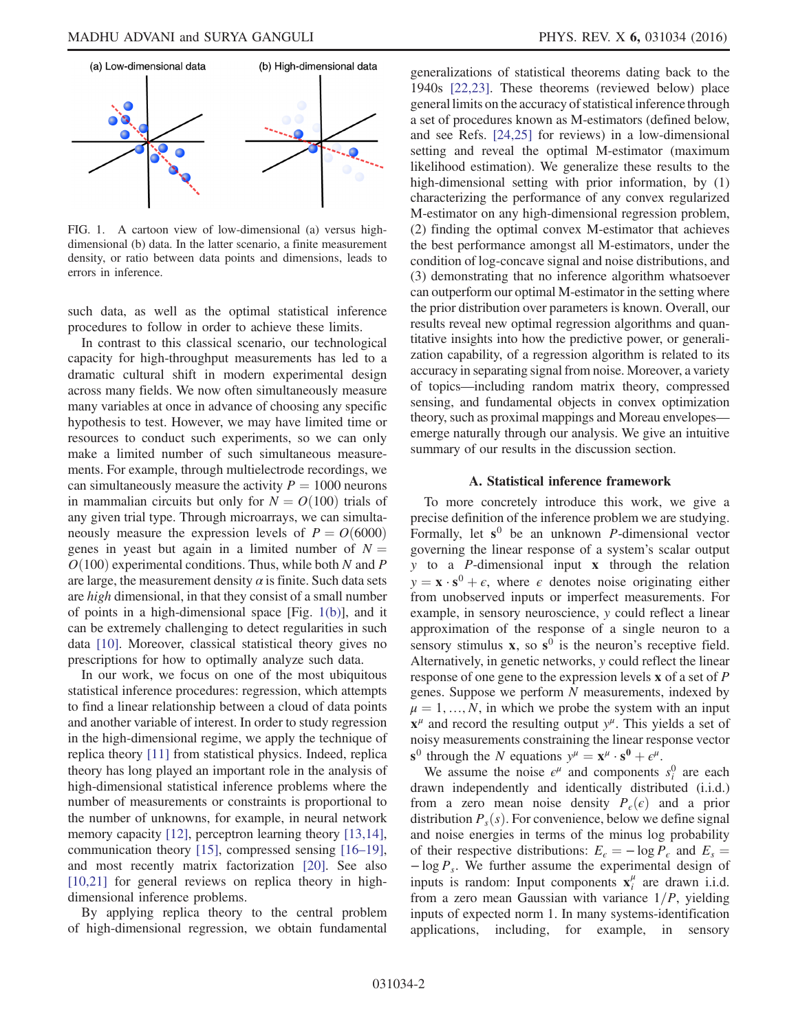(a) Low-dimensional data (b) High-dimensional data

FIG. 1. A cartoon view of low-dimensional (a) versus high-dimensional (b) data. In the latter scenario, a finite measurement density, or ratio between data points and dimensions, leads to errors in inference.

such data, as well as the optimal statistical inference procedures to follow in order to achieve these limits.

In contrast to this classical scenario, our technological capacity for high-throughput measurements has led to a dramatic cultural shift in modern experimental design across many fields. We now often simultaneously measure many variables at once in advance of choosing any specific hypothesis to test. However, we may have limited time or resources to conduct such experiments, so we can only make a limited number of such simultaneous measurements. For example, through multielectrode recordings, we can simultaneously measure the activity $P = 1000$ neurons in mammalian circuits but only for $N = O(100)$ trials of any given trial type. Through microarrays, we can simultaneously measure the expression levels of $P = O(6000)$ genes in yeast but again in a limited number of $N = O(100)$ experimental conditions. Thus, while both $N$ and $P$ are large, the measurement density $\alpha$ is finite. Such data sets are *high* dimensional, in that they consist of a small number of points in a high-dimensional space [Fig. 1(b)], and it can be extremely challenging to detect regularities in such data [10]. Moreover, classical statistical theory gives no prescriptions for how to optimally analyze such data.

In our work, we focus on one of the most ubiquitous statistical inference procedures: regression, which attempts to find a linear relationship between a cloud of data points and another variable of interest. In order to study regression in the high-dimensional regime, we apply the technique of replica theory [11] from statistical physics. Indeed, replica theory has long played an important role in the analysis of high-dimensional statistical inference problems where the number of measurements or constraints is proportional to the number of unknowns, for example, in neural network memory capacity [12], perceptron learning theory [13,14], communication theory [15], compressed sensing [16–19], and most recently matrix factorization [20]. See also [10,21] for general reviews on replica theory in high-dimensional inference problems.

By applying replica theory to the central problem of high-dimensional regression, we obtain fundamental generalizations of statistical theorems dating back to the 1940s [22,23]. These theorems (reviewed below) place general limits on the accuracy of statistical inference through a set of procedures known as M-estimators (defined below, and see Refs. [24,25] for reviews) in a low-dimensional setting and reveal the optimal M-estimator (maximum likelihood estimation). We generalize these results to the high-dimensional setting with prior information, by (1) characterizing the performance of any convex regularized M-estimator on any high-dimensional regression problem, (2) finding the optimal convex M-estimator that achieves the best performance amongst all M-estimators, under the condition of log-concave signal and noise distributions, and (3) demonstrating that no inference algorithm whatsoever can outperform our optimal M-estimator in the setting where the prior distribution over parameters is known. Overall, our results reveal new optimal regression algorithms and quantitative insights into how the predictive power, or generalization capability, of a regression algorithm is related to its accuracy in separating signal from noise. Moreover, a variety of topics—including random matrix theory, compressed sensing, and fundamental objects in convex optimization theory, such as proximal mappings and Moreau envelopes—emerge naturally through our analysis. We give an intuitive summary of our results in the discussion section.

### A. Statistical inference framework

To more concretely introduce this work, we give a precise definition of the inference problem we are studying. Formally, let $\mathbf{s}^0$ be an unknown $P$-dimensional vector governing the linear response of a system's scalar output $y$ to a $P$-dimensional input $\mathbf{x}$ through the relation $y = \mathbf{x} \cdot \mathbf{s}^0 + \epsilon$, where $\epsilon$ denotes noise originating either from unobserved inputs or imperfect measurements. For example, in sensory neuroscience, $y$ could reflect a linear approximation of the response of a single neuron to a sensory stimulus $\mathbf{x}$, so $\mathbf{s}^0$ is the neuron's receptive field. Alternatively, in genetic networks, $y$ could reflect the linear response of one gene to the expression levels $\mathbf{x}$ of a set of $P$ genes. Suppose we perform $N$ measurements, indexed by $\mu = 1, \ldots, N$, in which we probe the system with an input $\mathbf{x}^\mu$ and record the resulting output $y^\mu$. This yields a set of noisy measurements constraining the linear response vector $\mathbf{s}^0$ through the $N$ equations $y^\mu = \mathbf{x}^\mu \cdot \mathbf{s}^\mathbf{0} + \epsilon^\mu$.

We assume the noise $\epsilon^\mu$ and components $s_i^0$ are each drawn independently and identically distributed (i.i.d.) from a zero mean noise density $P_\epsilon(\epsilon)$ and a prior distribution $P_s(s)$. For convenience, below we define signal and noise energies in terms of the minus log probability of their respective distributions: $E_\epsilon = -\log P_\epsilon$ and $E_s = -\log P_s$. We further assume the experimental design of inputs is random: Input components $\mathbf{x}_i^\mu$ are drawn i.i.d. from a zero mean Gaussian with variance $1/P$, yielding inputs of expected norm 1. In many systems-identification applications, including, for example, in sensory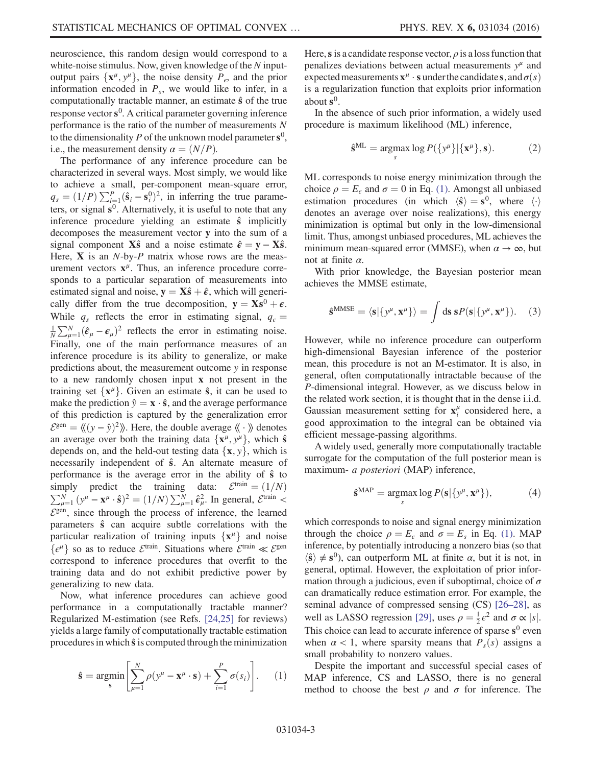neuroscience, this random design would correspond to a white-noise stimulus. Now, given knowledge of the $N$ input-output pairs $\{\mathbf{x}^\mu, y^\mu\}$, the noise density $P_\epsilon$, and the prior information encoded in $P_s$, we would like to infer, in a computationally tractable manner, an estimate $\hat{\mathbf{s}}$ of the true response vector $\mathbf{s}^0$. A critical parameter governing inference performance is the ratio of the number of measurements $N$ to the dimensionality $P$ of the unknown model parameter $\mathbf{s}^0$, i.e., the measurement density $\alpha = (N/P)$.

The performance of any inference procedure can be characterized in several ways. Most simply, we would like to achieve a small, per-component mean-square error, $q_s = (1/P)\sum_{i=1}^P (\hat{\mathbf{s}}_i - \mathbf{s}_i^0)^2$, in inferring the true parameters, or signal $\mathbf{s}^0$. Alternatively, it is useful to note that any inference procedure yielding an estimate $\hat{\mathbf{s}}$ implicitly decomposes the measurement vector $\mathbf{y}$ into the sum of a signal component $\mathbf{X}\hat{\mathbf{s}}$ and a noise estimate $\hat{\boldsymbol{\epsilon}} = \mathbf{y} - \mathbf{X}\hat{\mathbf{s}}$. Here, $\mathbf{X}$ is an $N$-by-$P$ matrix whose rows are the measurement vectors $\mathbf{x}^\mu$. Thus, an inference procedure corresponds to a particular separation of measurements into estimated signal and noise, $\mathbf{y} = \mathbf{X}\hat{\mathbf{s}} + \hat{\boldsymbol{\epsilon}}$, which will generically differ from the true decomposition, $\mathbf{y} = \mathbf{X}\mathbf{s}^0 + \boldsymbol{\epsilon}$. While $q_s$ reflects the error in estimating signal, $q_\epsilon = \frac{1}{N}\sum_{\mu=1}^N (\hat{\boldsymbol{\epsilon}}_\mu - \boldsymbol{\epsilon}_\mu)^2$ reflects the error in estimating noise. Finally, one of the main performance measures of an inference procedure is its ability to generalize, or make predictions about, the measurement outcome $y$ in response to a new randomly chosen input $\mathbf{x}$ not present in the training set $\{\mathbf{x}^\mu\}$. Given an estimate $\hat{\mathbf{s}}$, it can be used to make the prediction $\hat{y} = \mathbf{x}\cdot\hat{\mathbf{s}}$, and the average performance of this prediction is captured by the generalization error $\mathcal{E}^{\text{gen}} = \langle\langle (y - \hat{y})^2 \rangle\rangle$. Here, the double average $\langle\langle \cdot \rangle\rangle$ denotes an average over both the training data $\{\mathbf{x}^\mu, y^\mu\}$, which $\hat{\mathbf{s}}$ depends on, and the held-out testing data $\{\mathbf{x}, y\}$, which is necessarily independent of $\hat{\mathbf{s}}$. An alternate measure of performance is the average error in the ability of $\hat{\mathbf{s}}$ to simply predict the training data: $\mathcal{E}^{\text{train}} = (1/N)\sum_{\mu=1}^N (y^\mu - \mathbf{x}^\mu\cdot\hat{\mathbf{s}})^2 = (1/N)\sum_{\mu=1}^N \hat{\boldsymbol{\epsilon}}_\mu^2$. In general, $\mathcal{E}^{\text{train}} < \mathcal{E}^{\text{gen}}$, since through the process of inference, the learned parameters $\hat{\mathbf{s}}$ can acquire subtle correlations with the particular realization of training inputs $\{\mathbf{x}^\mu\}$ and noise $\{\epsilon^\mu\}$ so as to reduce $\mathcal{E}^{\text{train}}$. Situations where $\mathcal{E}^{\text{train}} \ll \mathcal{E}^{\text{gen}}$ correspond to inference procedures that overfit to the training data and do not exhibit predictive power by generalizing to new data.

Now, what inference procedures can achieve good performance in a computationally tractable manner? Regularized M-estimation (see Refs. [24,25] for reviews) yields a large family of computationally tractable estimation procedures in which $\hat{\mathbf{s}}$ is computed through the minimization

$$\hat{\mathbf{s}} = \underset{\mathbf{s}}{\operatorname{argmin}}\left[\sum_{\mu=1}^N \rho(y^\mu - \mathbf{x}^\mu\cdot\mathbf{s}) + \sum_{i=1}^P \sigma(s_i)\right]. \qquad (1)$$

Here, $\mathbf{s}$ is a candidate response vector, $\rho$ is a loss function that penalizes deviations between actual measurements $y^\mu$ and expected measurements $\mathbf{x}^\mu\cdot\mathbf{s}$ under the candidate $\mathbf{s}$, and $\sigma(s)$ is a regularization function that exploits prior information about $\mathbf{s}^0$.

In the absence of such prior information, a widely used procedure is maximum likelihood (ML) inference,

$$\hat{\mathbf{s}}^{\text{ML}} = \underset{s}{\operatorname{argmax}} \log P(\{y^\mu\}|\{\mathbf{x}^\mu\}, \mathbf{s}). \qquad (2)$$

ML corresponds to noise energy minimization through the choice $\rho = E_\epsilon$ and $\sigma = 0$ in Eq. (1). Amongst all unbiased estimation procedures (in which $\langle\hat{\mathbf{s}}\rangle = \mathbf{s}^0$, where $\langle\cdot\rangle$ denotes an average over noise realizations), this energy minimization is optimal but only in the low-dimensional limit. Thus, amongst unbiased procedures, ML achieves the minimum mean-squared error (MMSE), when $\alpha \to \infty$, but not at finite $\alpha$.

With prior knowledge, the Bayesian posterior mean achieves the MMSE estimate,

$$\hat{\mathbf{s}}^{\text{MMSE}} = \langle \mathbf{s}|\{y^\mu, \mathbf{x}^\mu\}\rangle = \int d\mathbf{s}\, \mathbf{s} P(\mathbf{s}|\{y^\mu, \mathbf{x}^\mu\}). \qquad (3)$$

However, while no inference procedure can outperform high-dimensional Bayesian inference of the posterior mean, this procedure is not an M-estimator. It is also, in general, often computationally intractable because of the $P$-dimensional integral. However, as we discuss below in the related work section, it is thought that in the dense i.i.d. Gaussian measurement setting for $\mathbf{x}_i^\mu$ considered here, a good approximation to the integral can be obtained via efficient message-passing algorithms.

A widely used, generally more computationally tractable surrogate for the computation of the full posterior mean is maximum- *a posteriori* (MAP) inference,

$$\hat{\mathbf{s}}^{\text{MAP}} = \underset{s}{\operatorname{argmax}} \log P(\mathbf{s}|\{y^\mu, \mathbf{x}^\mu\}), \qquad (4)$$

which corresponds to noise and signal energy minimization through the choice $\rho = E_\epsilon$ and $\sigma = E_s$ in Eq. (1). MAP inference, by potentially introducing a nonzero bias (so that $\langle\hat{\mathbf{s}}\rangle \neq \mathbf{s}^0$), can outperform ML at finite $\alpha$, but it is not, in general, optimal. However, the exploitation of prior information through a judicious, even if suboptimal, choice of $\sigma$ can dramatically reduce estimation error. For example, the seminal advance of compressed sensing (CS) [26–28], as well as LASSO regression [29], uses $\rho = \frac{1}{2}\epsilon^2$ and $\sigma \propto |s|$. This choice can lead to accurate inference of sparse $\mathbf{s}^0$ even when $\alpha < 1$, where sparsity means that $P_s(s)$ assigns a small probability to nonzero values.

Despite the important and successful special cases of MAP inference, CS and LASSO, there is no general method to choose the best $\rho$ and $\sigma$ for inference. The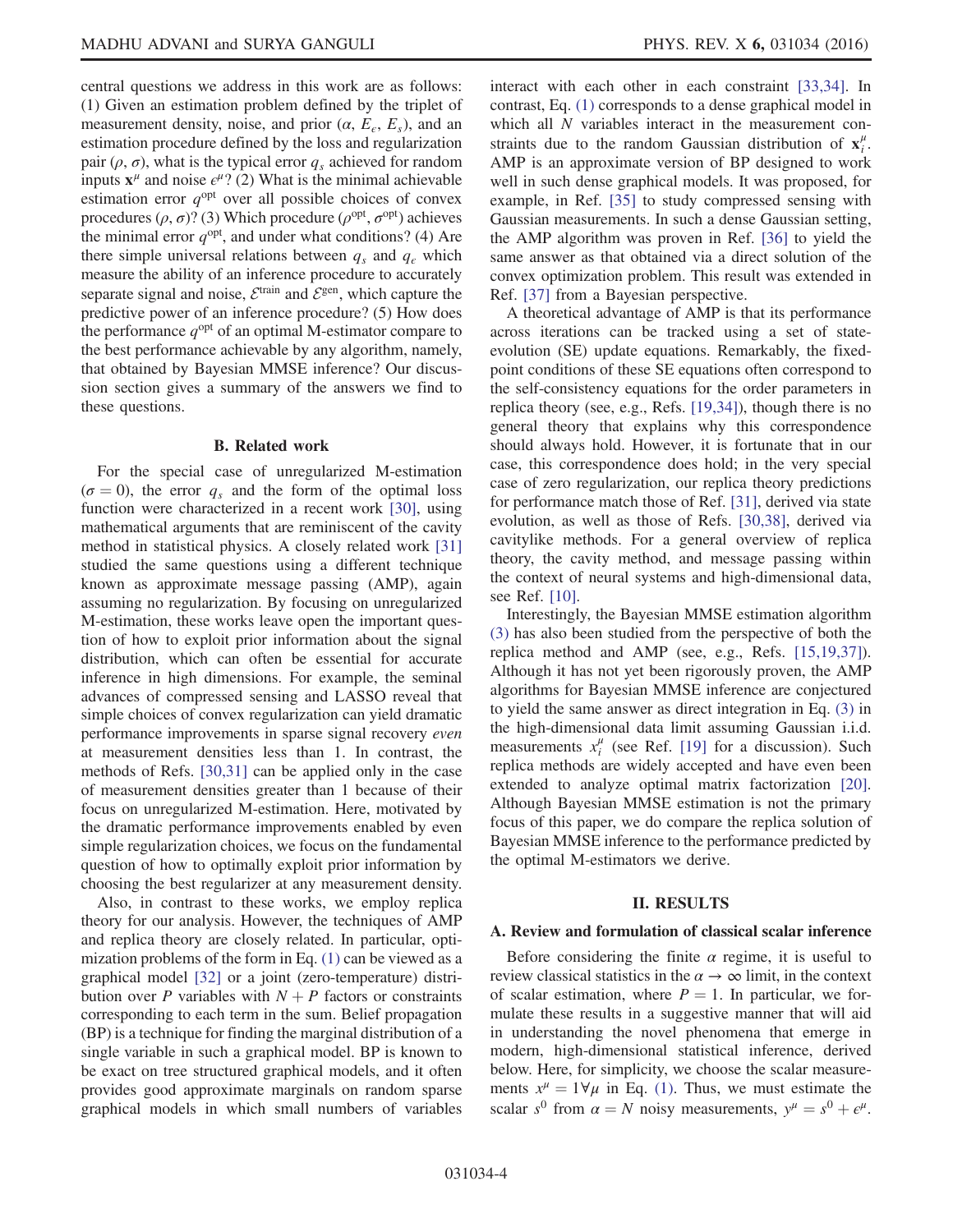central questions we address in this work are as follows: (1) Given an estimation problem defined by the triplet of measurement density, noise, and prior ($\alpha$, $E_\epsilon$, $E_s$), and an estimation procedure defined by the loss and regularization pair ($\rho$, $\sigma$), what is the typical error $q_s$ achieved for random inputs $\mathbf{x}^\mu$ and noise $\epsilon^\mu$? (2) What is the minimal achievable estimation error $q^{\mathrm{opt}}$ over all possible choices of convex procedures ($\rho$, $\sigma$)? (3) Which procedure ($\rho^{\mathrm{opt}}$, $\sigma^{\mathrm{opt}}$) achieves the minimal error $q^{\mathrm{opt}}$, and under what conditions? (4) Are there simple universal relations between $q_s$ and $q_\epsilon$ which measure the ability of an inference procedure to accurately separate signal and noise, $\mathcal{E}^{\mathrm{train}}$ and $\mathcal{E}^{\mathrm{gen}}$, which capture the predictive power of an inference procedure? (5) How does the performance $q^{\mathrm{opt}}$ of an optimal M-estimator compare to the best performance achievable by any algorithm, namely, that obtained by Bayesian MMSE inference? Our discussion section gives a summary of the answers we find to these questions.

### B. Related work

For the special case of unregularized M-estimation ($\sigma = 0$), the error $q_s$ and the form of the optimal loss function were characterized in a recent work [30], using mathematical arguments that are reminiscent of the cavity method in statistical physics. A closely related work [31] studied the same questions using a different technique known as approximate message passing (AMP), again assuming no regularization. By focusing on unregularized M-estimation, these works leave open the important question of how to exploit prior information about the signal distribution, which can often be essential for accurate inference in high dimensions. For example, the seminal advances of compressed sensing and LASSO reveal that simple choices of convex regularization can yield dramatic performance improvements in sparse signal recovery *even* at measurement densities less than 1. In contrast, the methods of Refs. [30,31] can be applied only in the case of measurement densities greater than 1 because of their focus on unregularized M-estimation. Here, motivated by the dramatic performance improvements enabled by even simple regularization choices, we focus on the fundamental question of how to optimally exploit prior information by choosing the best regularizer at any measurement density.

Also, in contrast to these works, we employ replica theory for our analysis. However, the techniques of AMP and replica theory are closely related. In particular, optimization problems of the form in Eq. (1) can be viewed as a graphical model [32] or a joint (zero-temperature) distribution over $P$ variables with $N + P$ factors or constraints corresponding to each term in the sum. Belief propagation (BP) is a technique for finding the marginal distribution of a single variable in such a graphical model. BP is known to be exact on tree structured graphical models, and it often provides good approximate marginals on random sparse graphical models in which small numbers of variables interact with each other in each constraint [33,34]. In contrast, Eq. (1) corresponds to a dense graphical model in which all $N$ variables interact in the measurement constraints due to the random Gaussian distribution of $\mathbf{x}_i^\mu$. AMP is an approximate version of BP designed to work well in such dense graphical models. It was proposed, for example, in Ref. [35] to study compressed sensing with Gaussian measurements. In such a dense Gaussian setting, the AMP algorithm was proven in Ref. [36] to yield the same answer as that obtained via a direct solution of the convex optimization problem. This result was extended in Ref. [37] from a Bayesian perspective.

A theoretical advantage of AMP is that its performance across iterations can be tracked using a set of state-evolution (SE) update equations. Remarkably, the fixed-point conditions of these SE equations often correspond to the self-consistency equations for the order parameters in replica theory (see, e.g., Refs. [19,34]), though there is no general theory that explains why this correspondence should always hold. However, it is fortunate that in our case, this correspondence does hold; in the very special case of zero regularization, our replica theory predictions for performance match those of Ref. [31], derived via state evolution, as well as those of Refs. [30,38], derived via cavitylike methods. For a general overview of replica theory, the cavity method, and message passing within the context of neural systems and high-dimensional data, see Ref. [10].

Interestingly, the Bayesian MMSE estimation algorithm (3) has also been studied from the perspective of both the replica method and AMP (see, e.g., Refs. [15,19,37]). Although it has not yet been rigorously proven, the AMP algorithms for Bayesian MMSE inference are conjectured to yield the same answer as direct integration in Eq. (3) in the high-dimensional data limit assuming Gaussian i.i.d. measurements $x_i^\mu$ (see Ref. [19] for a discussion). Such replica methods are widely accepted and have even been extended to analyze optimal matrix factorization [20]. Although Bayesian MMSE estimation is not the primary focus of this paper, we do compare the replica solution of Bayesian MMSE inference to the performance predicted by the optimal M-estimators we derive.

## II. RESULTS

### A. Review and formulation of classical scalar inference

Before considering the finite $\alpha$ regime, it is useful to review classical statistics in the $\alpha \to \infty$ limit, in the context of scalar estimation, where $P = 1$. In particular, we formulate these results in a suggestive manner that will aid in understanding the novel phenomena that emerge in modern, high-dimensional statistical inference, derived below. Here, for simplicity, we choose the scalar measurements $x^\mu = 1 \forall \mu$ in Eq. (1). Thus, we must estimate the scalar $s^0$ from $\alpha = N$ noisy measurements, $y^\mu = s^0 + \epsilon^\mu$.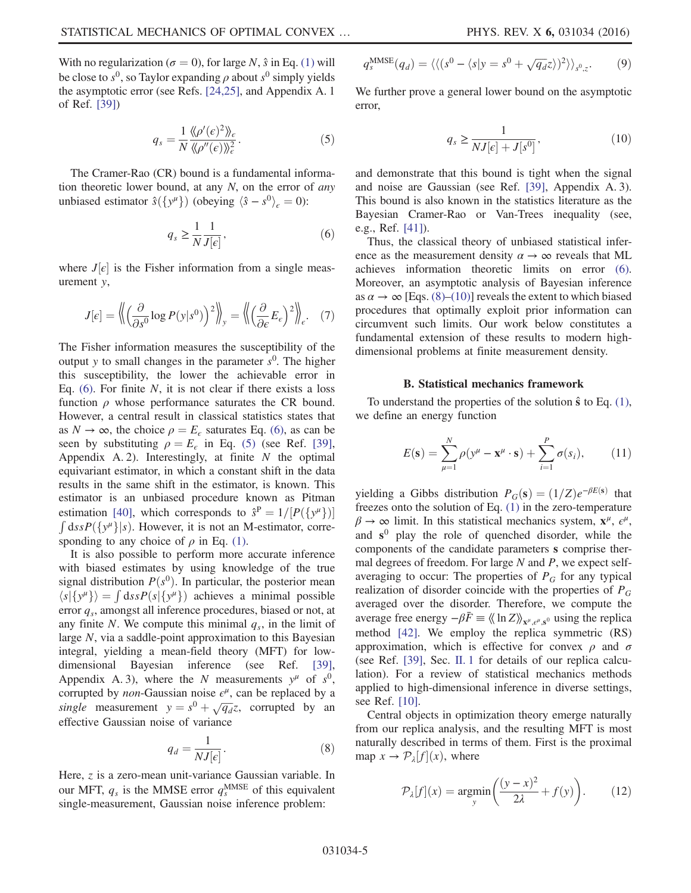With no regularization ($\sigma = 0$), for large $N$, $\hat{s}$ in Eq. (1) will be close to $s^0$, so Taylor expanding $\rho$ about $s^0$ simply yields the asymptotic error (see Refs. [24,25], and Appendix A. 1 of Ref. [39])

$$q_s = \frac{1}{N} \frac{\langle\langle \rho'(\epsilon)^2 \rangle\rangle_\epsilon}{\langle\langle \rho''(\epsilon) \rangle\rangle_\epsilon^2}. \tag{5}$$

The Cramer-Rao (CR) bound is a fundamental information theoretic lower bound, at any $N$, on the error of *any* unbiased estimator $\hat{s}(\{y^\mu\})$ (obeying $\langle \hat{s} - s^0 \rangle_\epsilon = 0$):

$$q_s \geq \frac{1}{N} \frac{1}{J[\epsilon]}, \tag{6}$$

where $J[\epsilon]$ is the Fisher information from a single measurement $y$,

$$J[\epsilon] = \left\langle\!\!\left\langle \left( \frac{\partial}{\partial s^0} \log P(y|s^0) \right)^2 \right\rangle\!\!\right\rangle_y = \left\langle\!\!\left\langle \left( \frac{\partial}{\partial \epsilon} E_\epsilon \right)^2 \right\rangle\!\!\right\rangle_\epsilon. \tag{7}$$

The Fisher information measures the susceptibility of the output $y$ to small changes in the parameter $s^0$. The higher this susceptibility, the lower the achievable error in Eq. (6). For finite $N$, it is not clear if there exists a loss function $\rho$ whose performance saturates the CR bound. However, a central result in classical statistics states that as $N \to \infty$, the choice $\rho = E_\epsilon$ saturates Eq. (6), as can be seen by substituting $\rho = E_\epsilon$ in Eq. (5) (see Ref. [39], Appendix A. 2). Interestingly, at finite $N$ the optimal equivariant estimator, in which a constant shift in the data results in the same shift in the estimator, is known. This estimator is an unbiased procedure known as Pitman estimation [40], which corresponds to $\hat{s}^{\mathrm{P}} = 1/[P(\{y^\mu\})] \int ds s P(\{y^\mu\}|s)$. However, it is not an M-estimator, corresponding to any choice of $\rho$ in Eq. (1).

It is also possible to perform more accurate inference with biased estimates by using knowledge of the true signal distribution $P(s^0)$. In particular, the posterior mean $\langle s|\{y^\mu\}\rangle = \int ds s P(s|\{y^\mu\})$ achieves a minimal possible error $q_s$, amongst all inference procedures, biased or not, at any finite $N$. We compute this minimal $q_s$, in the limit of large $N$, via a saddle-point approximation to this Bayesian integral, yielding a mean-field theory (MFT) for low-dimensional Bayesian inference (see Ref. [39], Appendix A. 3), where the $N$ measurements $y^\mu$ of $s^0$, corrupted by *non*-Gaussian noise $\epsilon^\mu$, can be replaced by a *single* measurement $y = s^0 + \sqrt{q_d} z$, corrupted by an effective Gaussian noise of variance

$$q_d = \frac{1}{N J[\epsilon]}. \tag{8}$$

Here, $z$ is a zero-mean unit-variance Gaussian variable. In our MFT, $q_s$ is the MMSE error $q_s^{\mathrm{MMSE}}$ of this equivalent single-measurement, Gaussian noise inference problem:

$$q_s^{\mathrm{MMSE}}(q_d) = \langle\langle (s^0 - \langle s|y = s^0 + \sqrt{q_d} z \rangle)^2 \rangle\rangle_{s^0, z}. \tag{9}$$

We further prove a general lower bound on the asymptotic error,

$$q_s \geq \frac{1}{N J[\epsilon] + J[s^0]}, \tag{10}$$

and demonstrate that this bound is tight when the signal and noise are Gaussian (see Ref. [39], Appendix A. 3). This bound is also known in the statistics literature as the Bayesian Cramer-Rao or Van-Trees inequality (see, e.g., Ref. [41]).

Thus, the classical theory of unbiased statistical inference as the measurement density $\alpha \to \infty$ reveals that ML achieves information theoretic limits on error (6). Moreover, an asymptotic analysis of Bayesian inference as $\alpha \to \infty$ [Eqs. (8)–(10)] reveals the extent to which biased procedures that optimally exploit prior information can circumvent such limits. Our work below constitutes a fundamental extension of these results to modern high-dimensional problems at finite measurement density.

### B. Statistical mechanics framework

To understand the properties of the solution $\hat{\mathbf{s}}$ to Eq. (1), we define an energy function

$$E(\mathbf{s}) = \sum_{\mu=1}^{N} \rho(y^\mu - \mathbf{x}^\mu \cdot \mathbf{s}) + \sum_{i=1}^{P} \sigma(s_i), \tag{11}$$

yielding a Gibbs distribution $P_G(\mathbf{s}) = (1/Z) e^{-\beta E(\mathbf{s})}$ that freezes onto the solution of Eq. (1) in the zero-temperature $\beta \to \infty$ limit. In this statistical mechanics system, $\mathbf{x}^\mu$, $\epsilon^\mu$, and $\mathbf{s}^0$ play the role of quenched disorder, while the components of the candidate parameters $\mathbf{s}$ comprise thermal degrees of freedom. For large $N$ and $P$, we expect self-averaging to occur: The properties of $P_G$ for any typical realization of disorder coincide with the properties of $P_G$ averaged over the disorder. Therefore, we compute the average free energy $-\beta \bar{F} \equiv \langle\langle \ln Z \rangle\rangle_{\mathbf{x}^\mu, \epsilon^\mu, \mathbf{s}^0}$ using the replica method [42]. We employ the replica symmetric (RS) approximation, which is effective for convex $\rho$ and $\sigma$ (see Ref. [39], Sec. II. 1 for details of our replica calculation). For a review of statistical mechanics methods applied to high-dimensional inference in diverse settings, see Ref. [10].

Central objects in optimization theory emerge naturally from our replica analysis, and the resulting MFT is most naturally described in terms of them. First is the proximal map $x \to \mathcal{P}_\lambda[f](x)$, where

$$\mathcal{P}_\lambda[f](x) = \underset{y}{\operatorname{argmin}} \left( \frac{(y - x)^2}{2\lambda} + f(y) \right). \tag{12}$$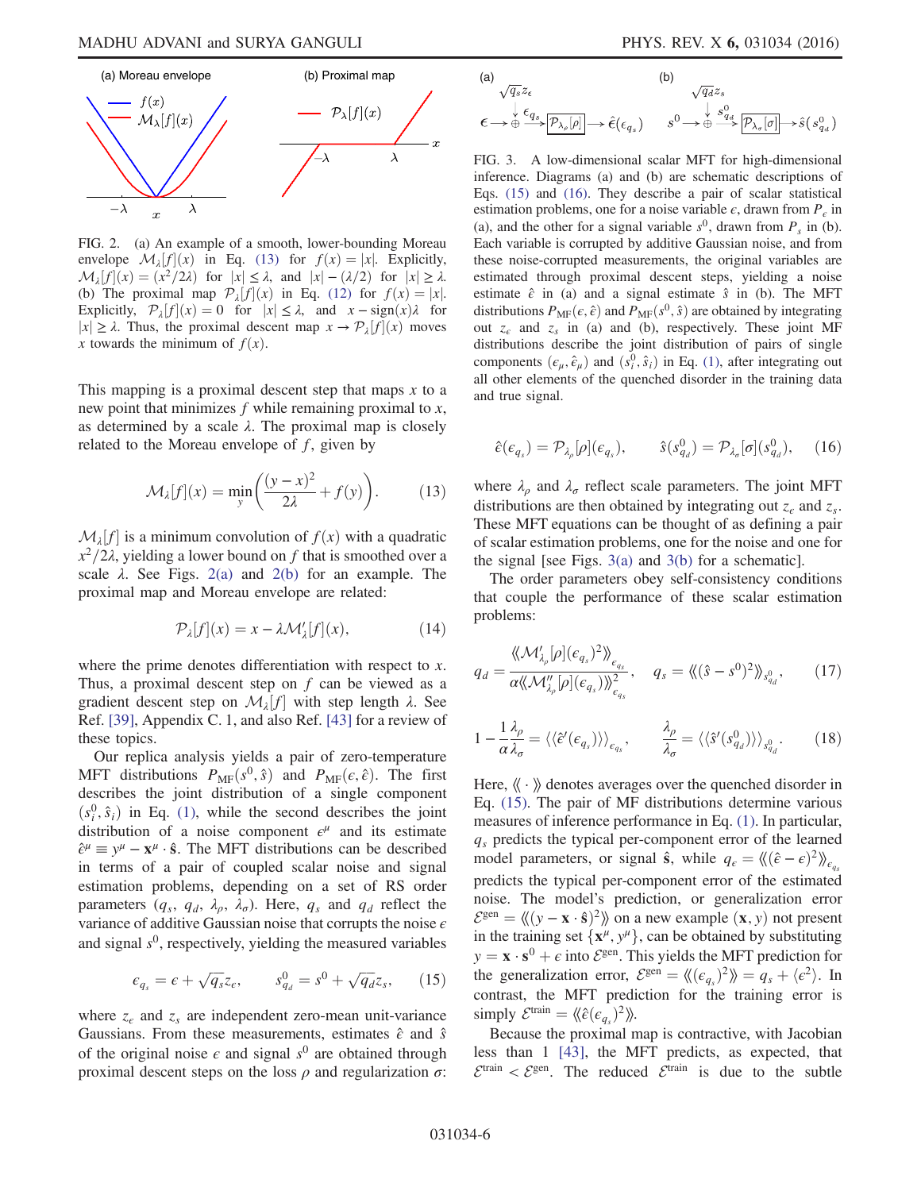FIG. 2. (a) An example of a smooth, lower-bounding Moreau envelope $\mathcal{M}_\lambda[f](x)$ in Eq. (13) for $f(x) = |x|$. Explicitly, $\mathcal{M}_\lambda[f](x) = (x^2/2\lambda)$ for $|x| \le \lambda$, and $|x| - (\lambda/2)$ for $|x| \ge \lambda$. (b) The proximal map $\mathcal{P}_\lambda[f](x)$ in Eq. (12) for $f(x) = |x|$. Explicitly, $\mathcal{P}_\lambda[f](x) = 0$ for $|x| \le \lambda$, and $x - \mathrm{sign}(x)\lambda$ for $|x| \ge \lambda$. Thus, the proximal descent map $x \to \mathcal{P}_\lambda[f](x)$ moves $x$ towards the minimum of $f(x)$.

This mapping is a proximal descent step that maps $x$ to a new point that minimizes $f$ while remaining proximal to $x$, as determined by a scale $\lambda$. The proximal map is closely related to the Moreau envelope of $f$, given by

$$\mathcal{M}_\lambda[f](x) = \min_y \left( \frac{(y-x)^2}{2\lambda} + f(y) \right). \tag{13}$$

$\mathcal{M}_\lambda[f]$ is a minimum convolution of $f(x)$ with a quadratic $x^2/2\lambda$, yielding a lower bound on $f$ that is smoothed over a scale $\lambda$. See Figs. 2(a) and 2(b) for an example. The proximal map and Moreau envelope are related:

$$\mathcal{P}_\lambda[f](x) = x - \lambda \mathcal{M}'_\lambda[f](x), \tag{14}$$

where the prime denotes differentiation with respect to $x$. Thus, a proximal descent step on $f$ can be viewed as a gradient descent step on $\mathcal{M}_\lambda[f]$ with step length $\lambda$. See Ref. [39], Appendix C. 1, and also Ref. [43] for a review of these topics.

Our replica analysis yields a pair of zero-temperature MFT distributions $P_{\mathrm{MF}}(s^0, \hat{s})$ and $P_{\mathrm{MF}}(\epsilon, \hat{\epsilon})$. The first describes the joint distribution of a single component $(s_i^0, \hat{s}_i)$ in Eq. (1), while the second describes the joint distribution of a noise component $\epsilon^\mu$ and its estimate $\hat{\epsilon}^\mu \equiv y^\mu - \mathbf{x}^\mu \cdot \hat{\mathbf{s}}$. The MFT distributions can be described in terms of a pair of coupled scalar noise and signal estimation problems, depending on a set of RS order parameters $(q_s, q_d, \lambda_\rho, \lambda_\sigma)$. Here, $q_s$ and $q_d$ reflect the variance of additive Gaussian noise that corrupts the noise $\epsilon$ and signal $s^0$, respectively, yielding the measured variables

$$\epsilon_{q_s} = \epsilon + \sqrt{q_s} z_\epsilon, \qquad s^0_{q_d} = s^0 + \sqrt{q_d} z_s, \tag{15}$$

where $z_\epsilon$ and $z_s$ are independent zero-mean unit-variance Gaussians. From these measurements, estimates $\hat{\epsilon}$ and $\hat{s}$ of the original noise $\epsilon$ and signal $s^0$ are obtained through proximal descent steps on the loss $\rho$ and regularization $\sigma$:

$$\hat{\epsilon}(\epsilon_{q_s}) = \mathcal{P}_{\lambda_\rho}[\rho](\epsilon_{q_s}), \qquad \hat{s}(s^0_{q_d}) = \mathcal{P}_{\lambda_\sigma}[\sigma](s^0_{q_d}), \tag{16}$$

where $\lambda_\rho$ and $\lambda_\sigma$ reflect scale parameters. The joint MFT distributions are then obtained by integrating out $z_\epsilon$ and $z_s$. These MFT equations can be thought of as defining a pair of scalar estimation problems, one for the noise and one for the signal [see Figs. 3(a) and 3(b) for a schematic].

FIG. 3. A low-dimensional scalar MFT for high-dimensional inference. Diagrams (a) and (b) are schematic descriptions of Eqs. (15) and (16). They describe a pair of scalar statistical estimation problems, one for a noise variable $\epsilon$, drawn from $P_\epsilon$ in (a), and the other for a signal variable $s^0$, drawn from $P_s$ in (b). Each variable is corrupted by additive Gaussian noise, and from these noise-corrupted measurements, the original variables are estimated through proximal descent steps, yielding a noise estimate $\hat{\epsilon}$ in (a) and a signal estimate $\hat{s}$ in (b). The MFT distributions $P_{\mathrm{MF}}(\epsilon, \hat{\epsilon})$ and $P_{\mathrm{MF}}(s^0, \hat{s})$ are obtained by integrating out $z_\epsilon$ and $z_s$ in (a) and (b), respectively. These joint MF distributions describe the joint distribution of pairs of single components $(\epsilon_\mu, \hat{\epsilon}_\mu)$ and $(s_i^0, \hat{s}_i)$ in Eq. (1), after integrating out all other elements of the quenched disorder in the training data and true signal.

The order parameters obey self-consistency conditions that couple the performance of these scalar estimation problems:

$$q_d = \frac{\langle\langle \mathcal{M}'_{\lambda_\rho}[\rho](\epsilon_{q_s})^2 \rangle\rangle_{\epsilon_{q_s}}}{\alpha \langle\langle \mathcal{M}''_{\lambda_\rho}[\rho](\epsilon_{q_s}) \rangle\rangle^2_{\epsilon_{q_s}}}, \qquad q_s = \langle\langle (\hat{s} - s^0)^2 \rangle\rangle_{s^0_{q_d}}, \tag{17}$$

$$1 - \frac{1}{\alpha}\frac{\lambda_\rho}{\lambda_\sigma} = \langle\langle \hat{\epsilon}'(\epsilon_{q_s}) \rangle\rangle_{\epsilon_{q_s}}, \qquad \frac{\lambda_\rho}{\lambda_\sigma} = \langle\langle \hat{s}'(s^0_{q_d}) \rangle\rangle_{s^0_{q_d}}. \tag{18}$$

Here, $\langle\langle \cdot \rangle\rangle$ denotes averages over the quenched disorder in Eq. (15). The pair of MF distributions determine various measures of inference performance in Eq. (1). In particular, $q_s$ predicts the typical per-component error of the learned model parameters, or signal $\hat{\mathbf{s}}$, while $q_\epsilon = \langle\langle (\hat{\epsilon} - \epsilon)^2 \rangle\rangle_{\epsilon_{q_s}}$ predicts the typical per-component error of the estimated noise. The model's prediction, or generalization error $\mathcal{E}^{\mathrm{gen}} = \langle\langle (y - \mathbf{x} \cdot \hat{\mathbf{s}})^2 \rangle\rangle$ on a new example $(\mathbf{x}, y)$ not present in the training set $\{\mathbf{x}^\mu, y^\mu\}$, can be obtained by substituting $y = \mathbf{x} \cdot \mathbf{s}^0 + \epsilon$ into $\mathcal{E}^{\mathrm{gen}}$. This yields the MFT prediction for the generalization error, $\mathcal{E}^{\mathrm{gen}} = \langle\langle (\epsilon_{q_s})^2 \rangle\rangle = q_s + \langle \epsilon^2 \rangle$. In contrast, the MFT prediction for the training error is simply $\mathcal{E}^{\mathrm{train}} = \langle\langle \hat{\epsilon}(\epsilon_{q_s})^2 \rangle\rangle$.

Because the proximal map is contractive, with Jacobian less than 1 [43], the MFT predicts, as expected, that $\mathcal{E}^{\mathrm{train}} < \mathcal{E}^{\mathrm{gen}}$. The reduced $\mathcal{E}^{\mathrm{train}}$ is due to the subtle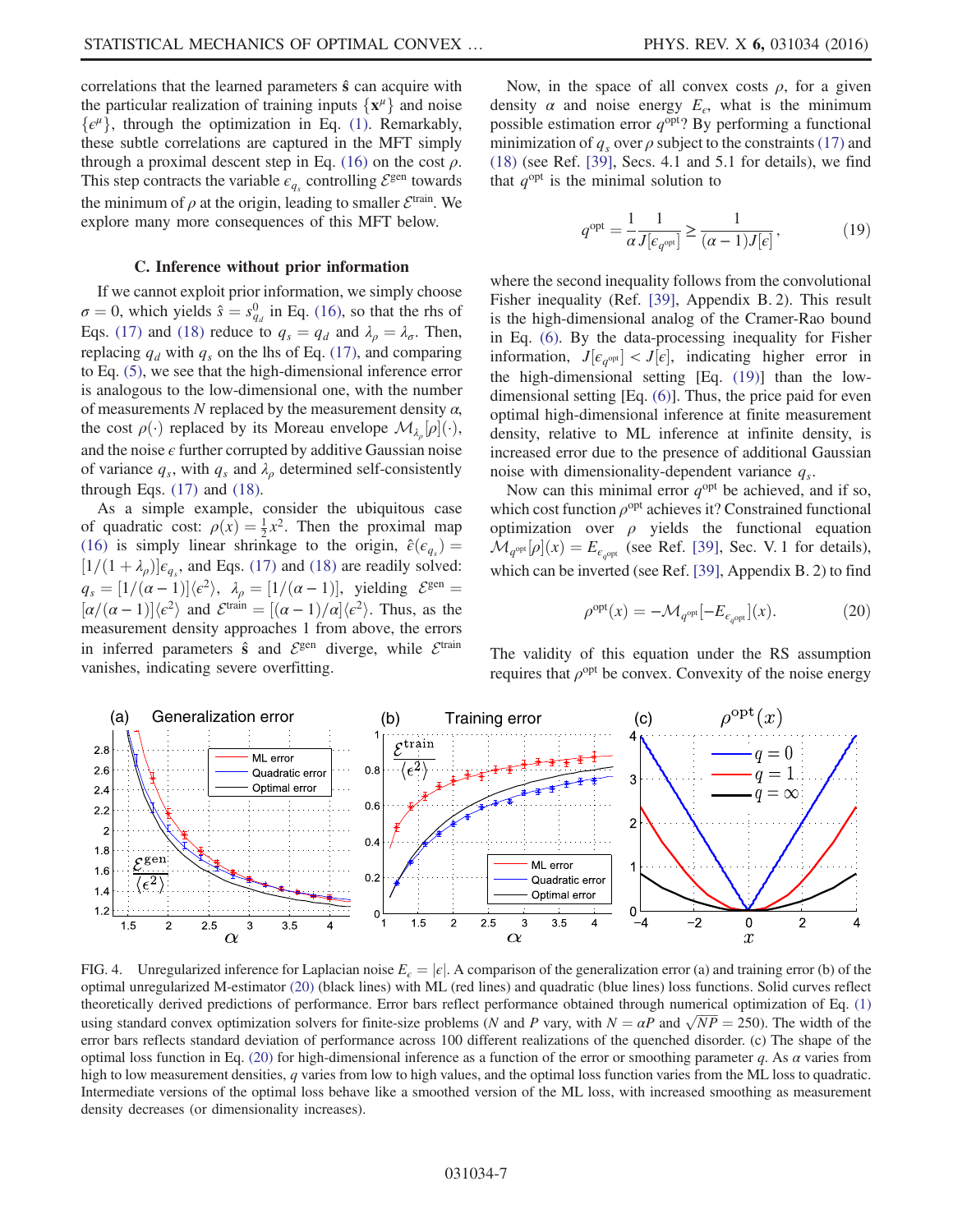correlations that the learned parameters $\hat{\mathbf{s}}$ can acquire with the particular realization of training inputs $\{\mathbf{x}^\mu\}$ and noise $\{\epsilon^\mu\}$, through the optimization in Eq. (1). Remarkably, these subtle correlations are captured in the MFT simply through a proximal descent step in Eq. (16) on the cost $\rho$. This step contracts the variable $\epsilon_{q_s}$ controlling $\mathcal{E}^{\rm gen}$ towards the minimum of $\rho$ at the origin, leading to smaller $\mathcal{E}^{\rm train}$. We explore many more consequences of this MFT below.

### C. Inference without prior information

If we cannot exploit prior information, we simply choose $\sigma = 0$, which yields $\hat{s} = s^0_{q_d}$ in Eq. (16), so that the rhs of Eqs. (17) and (18) reduce to $q_s = q_d$ and $\lambda_\rho = \lambda_\sigma$. Then, replacing $q_d$ with $q_s$ on the lhs of Eq. (17), and comparing to Eq. (5), we see that the high-dimensional inference error is analogous to the low-dimensional one, with the number of measurements $N$ replaced by the measurement density $\alpha$, the cost $\rho(\cdot)$ replaced by its Moreau envelope $\mathcal{M}_{\lambda_\rho}[\rho](\cdot)$, and the noise $\epsilon$ further corrupted by additive Gaussian noise of variance $q_s$, with $q_s$ and $\lambda_\rho$ determined self-consistently through Eqs. (17) and (18).

As a simple example, consider the ubiquitous case of quadratic cost: $\rho(x) = \frac{1}{2}x^2$. Then the proximal map (16) is simply linear shrinkage to the origin, $\hat{\epsilon}(\epsilon_{q_s}) = [1/(1+\lambda_\rho)]\epsilon_{q_s}$, and Eqs. (17) and (18) are readily solved: $q_s = [1/(\alpha-1)]\langle\epsilon^2\rangle$, $\lambda_\rho = [1/(\alpha-1)]$, yielding $\mathcal{E}^{\rm gen} = [\alpha/(\alpha-1)]\langle\epsilon^2\rangle$ and $\mathcal{E}^{\rm train} = [(\alpha-1)/\alpha]\langle\epsilon^2\rangle$. Thus, as the measurement density approaches 1 from above, the errors in inferred parameters $\hat{\mathbf{s}}$ and $\mathcal{E}^{\rm gen}$ diverge, while $\mathcal{E}^{\rm train}$ vanishes, indicating severe overfitting.

Now, in the space of all convex costs $\rho$, for a given density $\alpha$ and noise energy $E_\epsilon$, what is the minimum possible estimation error $q^{\rm opt}$? By performing a functional minimization of $q_s$ over $\rho$ subject to the constraints (17) and (18) (see Ref. [39], Secs. 4.1 and 5.1 for details), we find that $q^{\rm opt}$ is the minimal solution to

$$q^{\rm opt} = \frac{1}{\alpha}\frac{1}{J[\epsilon_{q^{\rm opt}}]} \geq \frac{1}{(\alpha-1)J[\epsilon]}, \tag{19}$$

where the second inequality follows from the convolutional Fisher inequality (Ref. [39], Appendix B. 2). This result is the high-dimensional analog of the Cramer-Rao bound in Eq. (6). By the data-processing inequality for Fisher information, $J[\epsilon_{q^{\rm opt}}] < J[\epsilon]$, indicating higher error in the high-dimensional setting [Eq. (19)] than the low-dimensional setting [Eq. (6)]. Thus, the price paid for even optimal high-dimensional inference at finite measurement density, relative to ML inference at infinite density, is increased error due to the presence of additional Gaussian noise with dimensionality-dependent variance $q_s$.

Now can this minimal error $q^{\rm opt}$ be achieved, and if so, which cost function $\rho^{\rm opt}$ achieves it? Constrained functional optimization over $\rho$ yields the functional equation $\mathcal{M}_{q^{\rm opt}}[\rho](x) = E_{\epsilon_{q^{\rm opt}}}$ (see Ref. [39], Sec. V. 1 for details), which can be inverted (see Ref. [39], Appendix B. 2) to find

$$\rho^{\rm opt}(x) = -\mathcal{M}_{q^{\rm opt}}[-E_{\epsilon_{q^{\rm opt}}}](x). \tag{20}$$

The validity of this equation under the RS assumption requires that $\rho^{\rm opt}$ be convex. Convexity of the noise energy

FIG. 4. Unregularized inference for Laplacian noise $E_\epsilon = |\epsilon|$. A comparison of the generalization error (a) and training error (b) of the optimal unregularized M-estimator (20) (black lines) with ML (red lines) and quadratic (blue lines) loss functions. Solid curves reflect theoretically derived predictions of performance. Error bars reflect performance obtained through numerical optimization of Eq. (1) using standard convex optimization solvers for finite-size problems ($N$ and $P$ vary, with $N = \alpha P$ and $\sqrt{NP} = 250$). The width of the error bars reflects standard deviation of performance across 100 different realizations of the quenched disorder. (c) The shape of the optimal loss function in Eq. (20) for high-dimensional inference as a function of the error or smoothing parameter $q$. As $\alpha$ varies from high to low measurement densities, $q$ varies from low to high values, and the optimal loss function varies from the ML loss to quadratic. Intermediate versions of the optimal loss behave like a smoothed version of the ML loss, with increased smoothing as measurement density decreases (or dimensionality increases).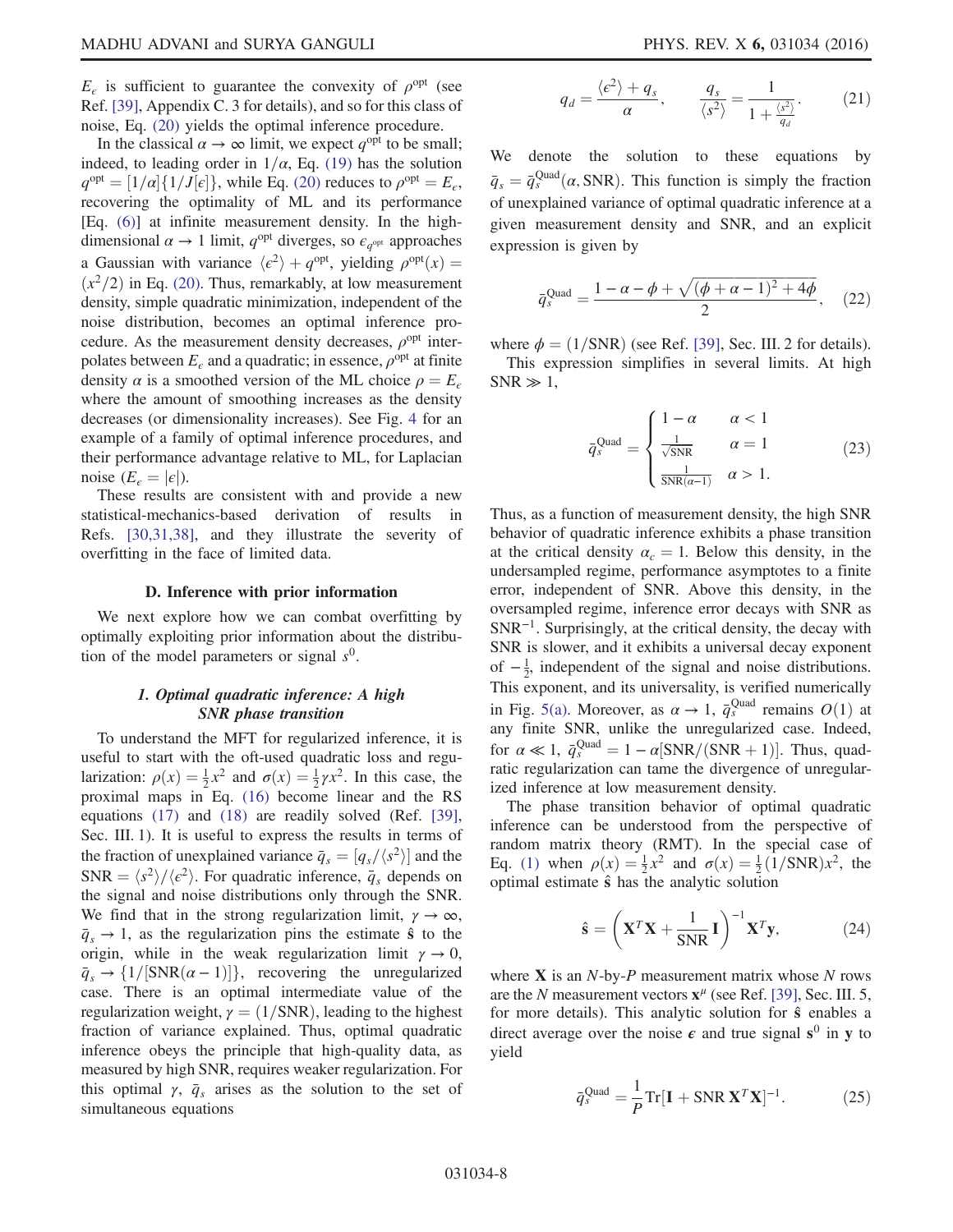$E_\epsilon$ is sufficient to guarantee the convexity of $\rho^{\mathrm{opt}}$ (see Ref. [39], Appendix C. 3 for details), and so for this class of noise, Eq. (20) yields the optimal inference procedure.

In the classical $\alpha \to \infty$ limit, we expect $q^{\mathrm{opt}}$ to be small; indeed, to leading order in $1/\alpha$, Eq. (19) has the solution $q^{\mathrm{opt}} = [1/\alpha]\{1/J[\epsilon]\}$, while Eq. (20) reduces to $\rho^{\mathrm{opt}} = E_\epsilon$, recovering the optimality of ML and its performance [Eq. (6)] at infinite measurement density. In the high-dimensional $\alpha \to 1$ limit, $q^{\mathrm{opt}}$ diverges, so $\epsilon_{q^{\mathrm{opt}}}$ approaches a Gaussian with variance $\langle \epsilon^2 \rangle + q^{\mathrm{opt}}$, yielding $\rho^{\mathrm{opt}}(x) = (x^2/2)$ in Eq. (20). Thus, remarkably, at low measurement density, simple quadratic minimization, independent of the noise distribution, becomes an optimal inference procedure. As the measurement density decreases, $\rho^{\mathrm{opt}}$ interpolates between $E_\epsilon$ and a quadratic; in essence, $\rho^{\mathrm{opt}}$ at finite density $\alpha$ is a smoothed version of the ML choice $\rho = E_\epsilon$ where the amount of smoothing increases as the density decreases (or dimensionality increases). See Fig. 4 for an example of a family of optimal inference procedures, and their performance advantage relative to ML, for Laplacian noise ($E_\epsilon = |\epsilon|$).

These results are consistent with and provide a new statistical-mechanics-based derivation of results in Refs. [30,31,38], and they illustrate the severity of overfitting in the face of limited data.

### D. Inference with prior information

We next explore how we can combat overfitting by optimally exploiting prior information about the distribution of the model parameters or signal $s^0$.

#### 1. Optimal quadratic inference: A high SNR phase transition

To understand the MFT for regularized inference, it is useful to start with the oft-used quadratic loss and regularization: $\rho(x) = \frac{1}{2}x^2$ and $\sigma(x) = \frac{1}{2}\gamma x^2$. In this case, the proximal maps in Eq. (16) become linear and the RS equations (17) and (18) are readily solved (Ref. [39], Sec. III. 1). It is useful to express the results in terms of the fraction of unexplained variance $\bar{q}_s = [q_s/\langle s^2 \rangle]$ and the $\mathrm{SNR} = \langle s^2 \rangle / \langle \epsilon^2 \rangle$. For quadratic inference, $\bar{q}_s$ depends on the signal and noise distributions only through the SNR. We find that in the strong regularization limit, $\gamma \to \infty$, $\bar{q}_s \to 1$, as the regularization pins the estimate $\hat{\mathbf{s}}$ to the origin, while in the weak regularization limit $\gamma \to 0$, $\bar{q}_s \to \{1/[\mathrm{SNR}(\alpha - 1)]\}$, recovering the unregularized case. There is an optimal intermediate value of the regularization weight, $\gamma = (1/\mathrm{SNR})$, leading to the highest fraction of variance explained. Thus, optimal quadratic inference obeys the principle that high-quality data, as measured by high SNR, requires weaker regularization. For this optimal $\gamma$, $\bar{q}_s$ arises as the solution to the set of simultaneous equations

$$q_d = \frac{\langle \epsilon^2 \rangle + q_s}{\alpha}, \qquad \frac{q_s}{\langle s^2 \rangle} = \frac{1}{1 + \frac{\langle s^2 \rangle}{q_d}}. \tag{21}$$

We denote the solution to these equations by $\bar{q}_s = \bar{q}_s^{\mathrm{Quad}}(\alpha, \mathrm{SNR})$. This function is simply the fraction of unexplained variance of optimal quadratic inference at a given measurement density and SNR, and an explicit expression is given by

$$\bar{q}_s^{\mathrm{Quad}} = \frac{1 - \alpha - \phi + \sqrt{(\phi + \alpha - 1)^2 + 4\phi}}{2}, \tag{22}$$

where $\phi = (1/\mathrm{SNR})$ (see Ref. [39], Sec. III. 2 for details).

This expression simplifies in several limits. At high $\mathrm{SNR} \gg 1$,

$$\bar{q}_s^{\mathrm{Quad}} = \begin{cases} 1 - \alpha & \alpha < 1 \\ \frac{1}{\sqrt{\mathrm{SNR}}} & \alpha = 1 \\ \frac{1}{\mathrm{SNR}(\alpha - 1)} & \alpha > 1. \end{cases} \tag{23}$$

Thus, as a function of measurement density, the high SNR behavior of quadratic inference exhibits a phase transition at the critical density $\alpha_c = 1$. Below this density, in the undersampled regime, performance asymptotes to a finite error, independent of SNR. Above this density, in the oversampled regime, inference error decays with SNR as $\mathrm{SNR}^{-1}$. Surprisingly, at the critical density, the decay with SNR is slower, and it exhibits a universal decay exponent of $-\frac{1}{2}$, independent of the signal and noise distributions. This exponent, and its universality, is verified numerically in Fig. 5(a). Moreover, as $\alpha \to 1$, $\bar{q}_s^{\mathrm{Quad}}$ remains $O(1)$ at any finite SNR, unlike the unregularized case. Indeed, for $\alpha \ll 1$, $\bar{q}_s^{\mathrm{Quad}} = 1 - \alpha[\mathrm{SNR}/(\mathrm{SNR} + 1)]$. Thus, quadratic regularization can tame the divergence of unregularized inference at low measurement density.

The phase transition behavior of optimal quadratic inference can be understood from the perspective of random matrix theory (RMT). In the special case of Eq. (1) when $\rho(x) = \frac{1}{2}x^2$ and $\sigma(x) = \frac{1}{2}(1/\mathrm{SNR})x^2$, the optimal estimate $\hat{\mathbf{s}}$ has the analytic solution

$$\hat{\mathbf{s}} = \left( \mathbf{X}^T \mathbf{X} + \frac{1}{\mathrm{SNR}} \mathbf{I} \right)^{-1} \mathbf{X}^T \mathbf{y}, \tag{24}$$

where $\mathbf{X}$ is an $N$-by-$P$ measurement matrix whose $N$ rows are the $N$ measurement vectors $\mathbf{x}^\mu$ (see Ref. [39], Sec. III. 5, for more details). This analytic solution for $\hat{\mathbf{s}}$ enables a direct average over the noise $\boldsymbol{\epsilon}$ and true signal $\mathbf{s}^0$ in $\mathbf{y}$ to yield

$$\bar{q}_s^{\mathrm{Quad}} = \frac{1}{P} \mathrm{Tr}[\mathbf{I} + \mathrm{SNR}\, \mathbf{X}^T \mathbf{X}]^{-1}. \tag{25}$$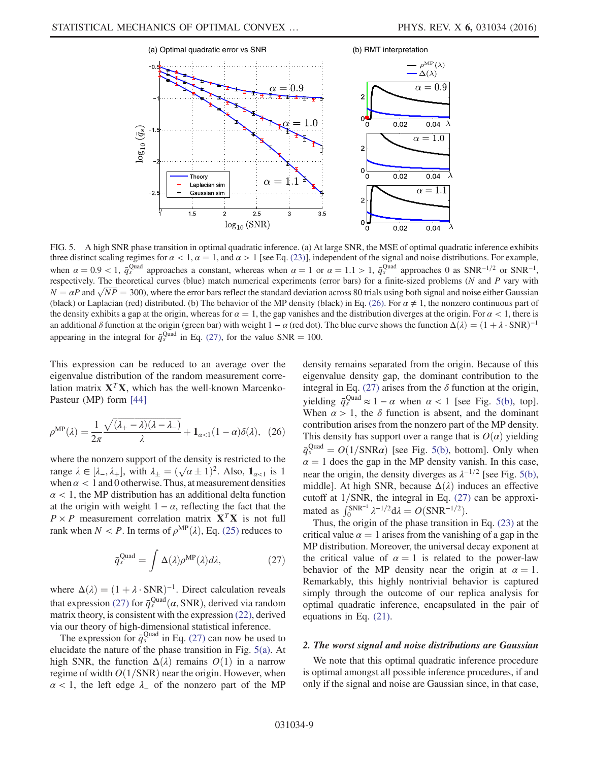FIG. 5. A high SNR phase transition in optimal quadratic inference. (a) At large SNR, the MSE of optimal quadratic inference exhibits three distinct scaling regimes for $\alpha < 1$, $\alpha = 1$, and $\alpha > 1$ [see Eq. (23)], independent of the signal and noise distributions. For example, when $\alpha = 0.9 < 1$, $\bar{q}_s^{\text{Quad}}$ approaches a constant, whereas when $\alpha = 1$ or $\alpha = 1.1 > 1$, $\bar{q}_s^{\text{Quad}}$ approaches 0 as $\text{SNR}^{-1/2}$ or $\text{SNR}^{-1}$, respectively. The theoretical curves (blue) match numerical experiments (error bars) for a finite-sized problems ($N$ and $P$ vary with $N = \alpha P$ and $\sqrt{NP} = 300$), where the error bars reflect the standard deviation across 80 trials using both signal and noise either Gaussian (black) or Laplacian (red) distributed. (b) The behavior of the MP density (black) in Eq. (26). For $\alpha \neq 1$, the nonzero continuous part of the density exhibits a gap at the origin, whereas for $\alpha = 1$, the gap vanishes and the distribution diverges at the origin. For $\alpha < 1$, there is an additional $\delta$ function at the origin (green bar) with weight $1 - \alpha$ (red dot). The blue curve shows the function $\Delta(\lambda) = (1 + \lambda \cdot \text{SNR})^{-1}$ appearing in the integral for $\bar{q}_s^{\text{Quad}}$ in Eq. (27), for the value $\text{SNR} = 100$.

This expression can be reduced to an average over the eigenvalue distribution of the random measurement correlation matrix $\mathbf{X}^T\mathbf{X}$, which has the well-known Marcenko-Pasteur (MP) form [44]

$$\rho^{\text{MP}}(\lambda) = \frac{1}{2\pi} \frac{\sqrt{(\lambda_+ - \lambda)(\lambda - \lambda_-)}}{\lambda} + \mathbf{1}_{\alpha<1}(1 - \alpha)\delta(\lambda), \quad (26)$$

where the nonzero support of the density is restricted to the range $\lambda \in [\lambda_-, \lambda_+]$, with $\lambda_\pm = (\sqrt{\alpha} \pm 1)^2$. Also, $\mathbf{1}_{\alpha<1}$ is 1 when $\alpha < 1$ and 0 otherwise. Thus, at measurement densities $\alpha < 1$, the MP distribution has an additional delta function at the origin with weight $1 - \alpha$, reflecting the fact that the $P \times P$ measurement correlation matrix $\mathbf{X}^T\mathbf{X}$ is not full rank when $N < P$. In terms of $\rho^{\text{MP}}(\lambda)$, Eq. (25) reduces to

$$\bar{q}_s^{\text{Quad}} = \int \Delta(\lambda) \rho^{\text{MP}}(\lambda) d\lambda, \quad (27)$$

where $\Delta(\lambda) = (1 + \lambda \cdot \text{SNR})^{-1}$. Direct calculation reveals that expression (27) for $\bar{q}_s^{\text{Quad}}(\alpha, \text{SNR})$, derived via random matrix theory, is consistent with the expression (22), derived via our theory of high-dimensional statistical inference.

The expression for $\bar{q}_s^{\text{Quad}}$ in Eq. (27) can now be used to elucidate the nature of the phase transition in Fig. 5(a). At high SNR, the function $\Delta(\lambda)$ remains $O(1)$ in a narrow regime of width $O(1/\text{SNR})$ near the origin. However, when $\alpha < 1$, the left edge $\lambda_-$ of the nonzero part of the MP density remains separated from the origin. Because of this eigenvalue density gap, the dominant contribution to the integral in Eq. (27) arises from the $\delta$ function at the origin, yielding $\bar{q}_s^{\text{Quad}} \approx 1 - \alpha$ when $\alpha < 1$ [see Fig. 5(b), top]. When $\alpha > 1$, the $\delta$ function is absent, and the dominant contribution arises from the nonzero part of the MP density. This density has support over a range that is $O(\alpha)$ yielding $\bar{q}_s^{\text{Quad}} = O(1/\text{SNR}\alpha)$ [see Fig. 5(b), bottom]. Only when $\alpha = 1$ does the gap in the MP density vanish. In this case, near the origin, the density diverges as $\lambda^{-1/2}$ [see Fig. 5(b), middle]. At high SNR, because $\Delta(\lambda)$ induces an effective cutoff at $1/\text{SNR}$, the integral in Eq. (27) can be approximated as $\int_0^{\text{SNR}^{-1}} \lambda^{-1/2} d\lambda = O(\text{SNR}^{-1/2})$.

Thus, the origin of the phase transition in Eq. (23) at the critical value $\alpha = 1$ arises from the vanishing of a gap in the MP distribution. Moreover, the universal decay exponent at the critical value of $\alpha = 1$ is related to the power-law behavior of the MP density near the origin at $\alpha = 1$. Remarkably, this highly nontrivial behavior is captured simply through the outcome of our replica analysis for optimal quadratic inference, encapsulated in the pair of equations in Eq. (21).

### 2. The worst signal and noise distributions are Gaussian

We note that this optimal quadratic inference procedure is optimal amongst all possible inference procedures, if and only if the signal and noise are Gaussian since, in that case,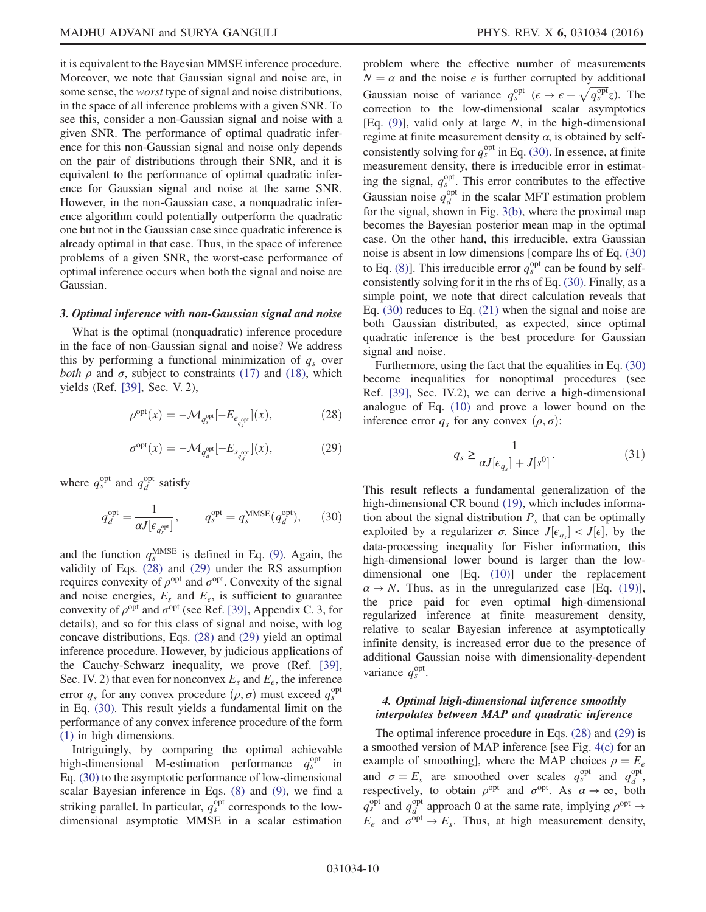it is equivalent to the Bayesian MMSE inference procedure. Moreover, we note that Gaussian signal and noise are, in some sense, the *worst* type of signal and noise distributions, in the space of all inference problems with a given SNR. To see this, consider a non-Gaussian signal and noise with a given SNR. The performance of optimal quadratic inference for this non-Gaussian signal and noise only depends on the pair of distributions through their SNR, and it is equivalent to the performance of optimal quadratic inference for Gaussian signal and noise at the same SNR. However, in the non-Gaussian case, a nonquadratic inference algorithm could potentially outperform the quadratic one but not in the Gaussian case since quadratic inference is already optimal in that case. Thus, in the space of inference problems of a given SNR, the worst-case performance of optimal inference occurs when both the signal and noise are Gaussian.

### 3. Optimal inference with non-Gaussian signal and noise

What is the optimal (nonquadratic) inference procedure in the face of non-Gaussian signal and noise? We address this by performing a functional minimization of $q_s$ over *both* $\rho$ and $\sigma$, subject to constraints (17) and (18), which yields (Ref. [39], Sec. V. 2),

$$\rho^{\text{opt}}(x) = -\mathcal{M}_{q_s^{\text{opt}}}[-E_{\epsilon_{q_s^{\text{opt}}}}](x), \tag{28}$$

$$\sigma^{\text{opt}}(x) = -\mathcal{M}_{q_d^{\text{opt}}}[-E_{s_{q_d^{\text{opt}}}}](x), \tag{29}$$

where $q_s^{\text{opt}}$ and $q_d^{\text{opt}}$ satisfy

$$q_d^{\text{opt}} = \frac{1}{\alpha J[\epsilon_{q_s^{\text{opt}}}]}, \qquad q_s^{\text{opt}} = q_s^{\text{MMSE}}(q_d^{\text{opt}}), \tag{30}$$

and the function $q_s^{\text{MMSE}}$ is defined in Eq. (9). Again, the validity of Eqs. (28) and (29) under the RS assumption requires convexity of $\rho^{\text{opt}}$ and $\sigma^{\text{opt}}$. Convexity of the signal and noise energies, $E_s$ and $E_\epsilon$, is sufficient to guarantee convexity of $\rho^{\text{opt}}$ and $\sigma^{\text{opt}}$ (see Ref. [39], Appendix C. 3, for details), and so for this class of signal and noise, with log concave distributions, Eqs. (28) and (29) yield an optimal inference procedure. However, by judicious applications of the Cauchy-Schwarz inequality, we prove (Ref. [39], Sec. IV. 2) that even for nonconvex $E_s$ and $E_\epsilon$, the inference error $q_s$ for any convex procedure $(\rho, \sigma)$ must exceed $q_s^{\text{opt}}$ in Eq. (30). This result yields a fundamental limit on the performance of any convex inference procedure of the form (1) in high dimensions.

Intriguingly, by comparing the optimal achievable high-dimensional M-estimation performance $q_s^{\text{opt}}$ in Eq. (30) to the asymptotic performance of low-dimensional scalar Bayesian inference in Eqs. (8) and (9), we find a striking parallel. In particular, $q_s^{\text{opt}}$ corresponds to the low-dimensional asymptotic MMSE in a scalar estimation problem where the effective number of measurements $N = \alpha$ and the noise $\epsilon$ is further corrupted by additional Gaussian noise of variance $q_s^{\text{opt}}$ ($\epsilon \to \epsilon + \sqrt{q_s^{\text{opt}}} z$). The correction to the low-dimensional scalar asymptotics [Eq. (9)], valid only at large $N$, in the high-dimensional regime at finite measurement density $\alpha$, is obtained by self-consistently solving for $q_s^{\text{opt}}$ in Eq. (30). In essence, at finite measurement density, there is irreducible error in estimating the signal, $q_s^{\text{opt}}$. This error contributes to the effective Gaussian noise $q_d^{\text{opt}}$ in the scalar MFT estimation problem for the signal, shown in Fig. 3(b), where the proximal map becomes the Bayesian posterior mean map in the optimal case. On the other hand, this irreducible, extra Gaussian noise is absent in low dimensions [compare lhs of Eq. (30) to Eq. (8)]. This irreducible error $q_s^{\text{opt}}$ can be found by self-consistently solving for it in the rhs of Eq. (30). Finally, as a simple point, we note that direct calculation reveals that Eq. (30) reduces to Eq. (21) when the signal and noise are both Gaussian distributed, as expected, since optimal quadratic inference is the best procedure for Gaussian signal and noise.

Furthermore, using the fact that the equalities in Eq. (30) become inequalities for nonoptimal procedures (see Ref. [39], Sec. IV.2), we can derive a high-dimensional analogue of Eq. (10) and prove a lower bound on the inference error $q_s$ for any convex $(\rho, \sigma)$:

$$q_s \geq \frac{1}{\alpha J[\epsilon_{q_s}] + J[s^0]}. \tag{31}$$

This result reflects a fundamental generalization of the high-dimensional CR bound (19), which includes information about the signal distribution $P_s$ that can be optimally exploited by a regularizer $\sigma$. Since $J[\epsilon_{q_s}] < J[\epsilon]$, by the data-processing inequality for Fisher information, this high-dimensional lower bound is larger than the low-dimensional one [Eq. (10)] under the replacement $\alpha \to N$. Thus, as in the unregularized case [Eq. (19)], the price paid for even optimal high-dimensional regularized inference at finite measurement density, relative to scalar Bayesian inference at asymptotically infinite density, is increased error due to the presence of additional Gaussian noise with dimensionality-dependent variance $q_s^{\text{opt}}$.

### 4. Optimal high-dimensional inference smoothly interpolates between MAP and quadratic inference

The optimal inference procedure in Eqs. (28) and (29) is a smoothed version of MAP inference [see Fig. 4(c) for an example of smoothing], where the MAP choices $\rho = E_\epsilon$ and $\sigma = E_s$ are smoothed over scales $q_s^{\text{opt}}$ and $q_d^{\text{opt}}$, respectively, to obtain $\rho^{\text{opt}}$ and $\sigma^{\text{opt}}$. As $\alpha \to \infty$, both $q_s^{\text{opt}}$ and $q_d^{\text{opt}}$ approach 0 at the same rate, implying $\rho^{\text{opt}} \to E_\epsilon$ and $\sigma^{\text{opt}} \to E_s$. Thus, at high measurement density,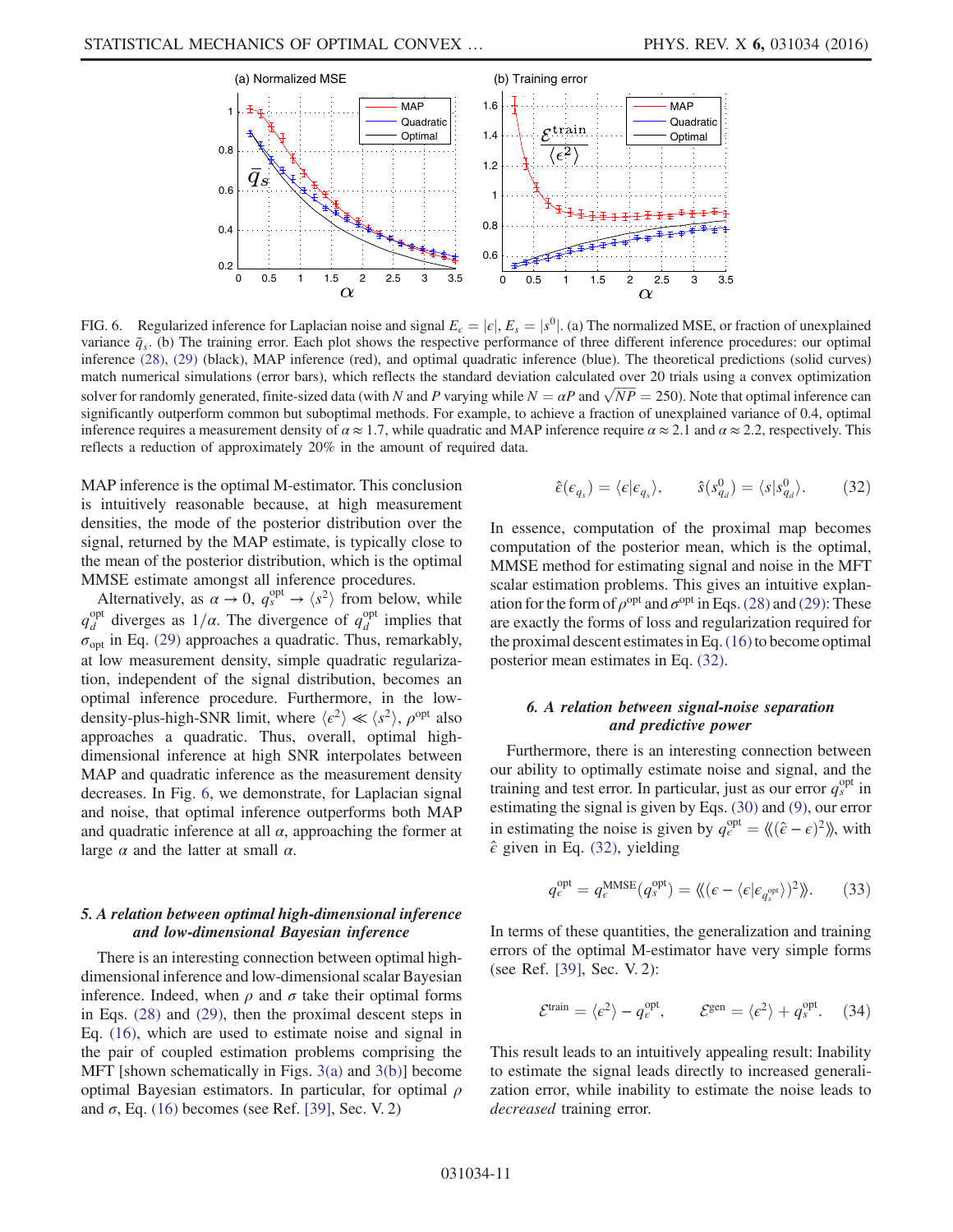FIG. 6. Regularized inference for Laplacian noise and signal $E_\epsilon = |\epsilon|$, $E_s = |s^0|$. (a) The normalized MSE, or fraction of unexplained variance $\bar{q}_s$. (b) The training error. Each plot shows the respective performance of three different inference procedures: our optimal inference (28), (29) (black), MAP inference (red), and optimal quadratic inference (blue). The theoretical predictions (solid curves) match numerical simulations (error bars), which reflects the standard deviation calculated over 20 trials using a convex optimization solver for randomly generated, finite-sized data (with $N$ and $P$ varying while $N = \alpha P$ and $\sqrt{NP} = 250$). Note that optimal inference can significantly outperform common but suboptimal methods. For example, to achieve a fraction of unexplained variance of 0.4, optimal inference requires a measurement density of $\alpha \approx 1.7$, while quadratic and MAP inference require $\alpha \approx 2.1$ and $\alpha \approx 2.2$, respectively. This reflects a reduction of approximately 20% in the amount of required data.

MAP inference is the optimal M-estimator. This conclusion is intuitively reasonable because, at high measurement densities, the mode of the posterior distribution over the signal, returned by the MAP estimate, is typically close to the mean of the posterior distribution, which is the optimal MMSE estimate amongst all inference procedures.

Alternatively, as $\alpha \to 0$, $q_s^{\text{opt}} \to \langle s^2 \rangle$ from below, while $q_d^{\text{opt}}$ diverges as $1/\alpha$. The divergence of $q_d^{\text{opt}}$ implies that $\sigma_{\text{opt}}$ in Eq. (29) approaches a quadratic. Thus, remarkably, at low measurement density, simple quadratic regularization, independent of the signal distribution, becomes an optimal inference procedure. Furthermore, in the low-density-plus-high-SNR limit, where $\langle \epsilon^2 \rangle \ll \langle s^2 \rangle$, $\rho^{\text{opt}}$ also approaches a quadratic. Thus, overall, optimal high-dimensional inference at high SNR interpolates between MAP and quadratic inference as the measurement density decreases. In Fig. 6, we demonstrate, for Laplacian signal and noise, that optimal inference outperforms both MAP and quadratic inference at all $\alpha$, approaching the former at large $\alpha$ and the latter at small $\alpha$.

### *5. A relation between optimal high-dimensional inference and low-dimensional Bayesian inference*

There is an interesting connection between optimal high-dimensional inference and low-dimensional scalar Bayesian inference. Indeed, when $\rho$ and $\sigma$ take their optimal forms in Eqs. (28) and (29), then the proximal descent steps in Eq. (16), which are used to estimate noise and signal in the pair of coupled estimation problems comprising the MFT [shown schematically in Figs. 3(a) and 3(b)] become optimal Bayesian estimators. In particular, for optimal $\rho$ and $\sigma$, Eq. (16) becomes (see Ref. [39], Sec. V. 2)

$$\hat{\epsilon}(\epsilon_{q_s}) = \langle \epsilon | \epsilon_{q_s} \rangle, \qquad \hat{s}(s^0_{q_d}) = \langle s | s^0_{q_d} \rangle. \tag{32}$$

In essence, computation of the proximal map becomes computation of the posterior mean, which is the optimal, MMSE method for estimating signal and noise in the MFT scalar estimation problems. This gives an intuitive explanation for the form of $\rho^{\text{opt}}$ and $\sigma^{\text{opt}}$ in Eqs. (28) and (29): These are exactly the forms of loss and regularization required for the proximal descent estimates in Eq. (16) to become optimal posterior mean estimates in Eq. (32).

### *6. A relation between signal-noise separation and predictive power*

Furthermore, there is an interesting connection between our ability to optimally estimate noise and signal, and the training and test error. In particular, just as our error $q_s^{\text{opt}}$ in estimating the signal is given by Eqs. (30) and (9), our error in estimating the noise is given by $q_\epsilon^{\text{opt}} = \langle\langle (\hat{\epsilon} - \epsilon)^2 \rangle\rangle$, with $\hat{\epsilon}$ given in Eq. (32), yielding

$$q_\epsilon^{\text{opt}} = q_\epsilon^{\text{MMSE}}(q_s^{\text{opt}}) = \langle\langle (\epsilon - \langle \epsilon | \epsilon_{q_s^{\text{opt}}} \rangle)^2 \rangle\rangle. \tag{33}$$

In terms of these quantities, the generalization and training errors of the optimal M-estimator have very simple forms (see Ref. [39], Sec. V. 2):

$$\mathcal{E}^{\text{train}} = \langle \epsilon^2 \rangle - q_\epsilon^{\text{opt}}, \qquad \mathcal{E}^{\text{gen}} = \langle \epsilon^2 \rangle + q_s^{\text{opt}}. \tag{34}$$

This result leads to an intuitively appealing result: Inability to estimate the signal leads directly to increased generalization error, while inability to estimate the noise leads to *decreased* training error.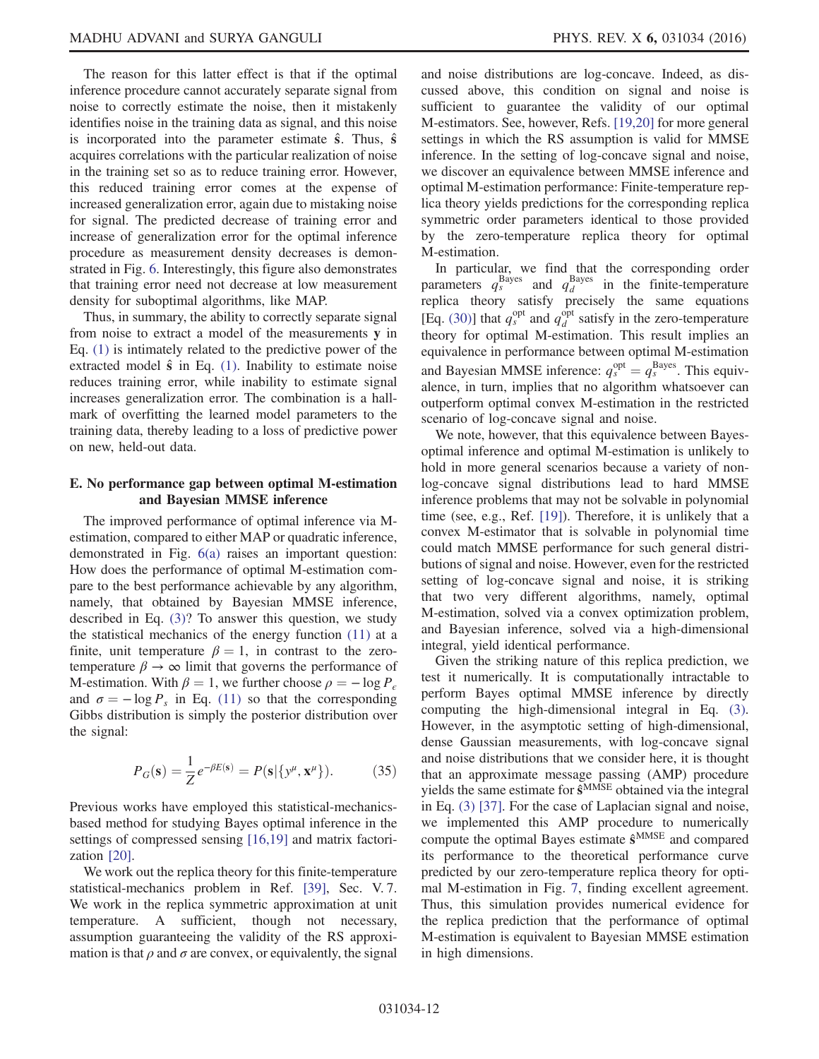The reason for this latter effect is that if the optimal inference procedure cannot accurately separate signal from noise to correctly estimate the noise, then it mistakenly identifies noise in the training data as signal, and this noise is incorporated into the parameter estimate $\hat{\mathbf{s}}$. Thus, $\hat{\mathbf{s}}$ acquires correlations with the particular realization of noise in the training set so as to reduce training error. However, this reduced training error comes at the expense of increased generalization error, again due to mistaking noise for signal. The predicted decrease of training error and increase of generalization error for the optimal inference procedure as measurement density decreases is demonstrated in Fig. 6. Interestingly, this figure also demonstrates that training error need not decrease at low measurement density for suboptimal algorithms, like MAP.

Thus, in summary, the ability to correctly separate signal from noise to extract a model of the measurements $\mathbf{y}$ in Eq. (1) is intimately related to the predictive power of the extracted model $\hat{\mathbf{s}}$ in Eq. (1). Inability to estimate noise reduces training error, while inability to estimate signal increases generalization error. The combination is a hallmark of overfitting the learned model parameters to the training data, thereby leading to a loss of predictive power on new, held-out data.

### E. No performance gap between optimal M-estimation and Bayesian MMSE inference

The improved performance of optimal inference via M-estimation, compared to either MAP or quadratic inference, demonstrated in Fig. 6(a) raises an important question: How does the performance of optimal M-estimation compare to the best performance achievable by any algorithm, namely, that obtained by Bayesian MMSE inference, described in Eq. (3)? To answer this question, we study the statistical mechanics of the energy function (11) at a finite, unit temperature $\beta = 1$, in contrast to the zero-temperature $\beta \to \infty$ limit that governs the performance of M-estimation. With $\beta = 1$, we further choose $\rho = -\log P_\epsilon$ and $\sigma = -\log P_s$ in Eq. (11) so that the corresponding Gibbs distribution is simply the posterior distribution over the signal:

$$P_G(\mathbf{s}) = \frac{1}{Z} e^{-\beta E(\mathbf{s})} = P(\mathbf{s}|\{y^\mu, \mathbf{x}^\mu\}). \tag{35}$$

Previous works have employed this statistical-mechanics-based method for studying Bayes optimal inference in the settings of compressed sensing [16,19] and matrix factorization [20].

We work out the replica theory for this finite-temperature statistical-mechanics problem in Ref. [39], Sec. V. 7. We work in the replica symmetric approximation at unit temperature. A sufficient, though not necessary, assumption guaranteeing the validity of the RS approximation is that $\rho$ and $\sigma$ are convex, or equivalently, the signal and noise distributions are log-concave. Indeed, as discussed above, this condition on signal and noise is sufficient to guarantee the validity of our optimal M-estimators. See, however, Refs. [19,20] for more general settings in which the RS assumption is valid for MMSE inference. In the setting of log-concave signal and noise, we discover an equivalence between MMSE inference and optimal M-estimation performance: Finite-temperature replica theory yields predictions for the corresponding replica symmetric order parameters identical to those provided by the zero-temperature replica theory for optimal M-estimation.

In particular, we find that the corresponding order parameters $q_s^{\text{Bayes}}$ and $q_d^{\text{Bayes}}$ in the finite-temperature replica theory satisfy precisely the same equations [Eq. (30)] that $q_s^{\text{opt}}$ and $q_d^{\text{opt}}$ satisfy in the zero-temperature theory for optimal M-estimation. This result implies an equivalence in performance between optimal M-estimation and Bayesian MMSE inference: $q_s^{\text{opt}} = q_s^{\text{Bayes}}$. This equivalence, in turn, implies that no algorithm whatsoever can outperform optimal convex M-estimation in the restricted scenario of log-concave signal and noise.

We note, however, that this equivalence between Bayes-optimal inference and optimal M-estimation is unlikely to hold in more general scenarios because a variety of non-log-concave signal distributions lead to hard MMSE inference problems that may not be solvable in polynomial time (see, e.g., Ref. [19]). Therefore, it is unlikely that a convex M-estimator that is solvable in polynomial time could match MMSE performance for such general distributions of signal and noise. However, even for the restricted setting of log-concave signal and noise, it is striking that two very different algorithms, namely, optimal M-estimation, solved via a convex optimization problem, and Bayesian inference, solved via a high-dimensional integral, yield identical performance.

Given the striking nature of this replica prediction, we test it numerically. It is computationally intractable to perform Bayes optimal MMSE inference by directly computing the high-dimensional integral in Eq. (3). However, in the asymptotic setting of high-dimensional, dense Gaussian measurements, with log-concave signal and noise distributions that we consider here, it is thought that an approximate message passing (AMP) procedure yields the same estimate for $\hat{\mathbf{s}}^{\text{MMSE}}$ obtained via the integral in Eq. (3) [37]. For the case of Laplacian signal and noise, we implemented this AMP procedure to numerically compute the optimal Bayes estimate $\hat{\mathbf{s}}^{\text{MMSE}}$ and compared its performance to the theoretical performance curve predicted by our zero-temperature replica theory for optimal M-estimation in Fig. 7, finding excellent agreement. Thus, this simulation provides numerical evidence for the replica prediction that the performance of optimal M-estimation is equivalent to Bayesian MMSE estimation in high dimensions.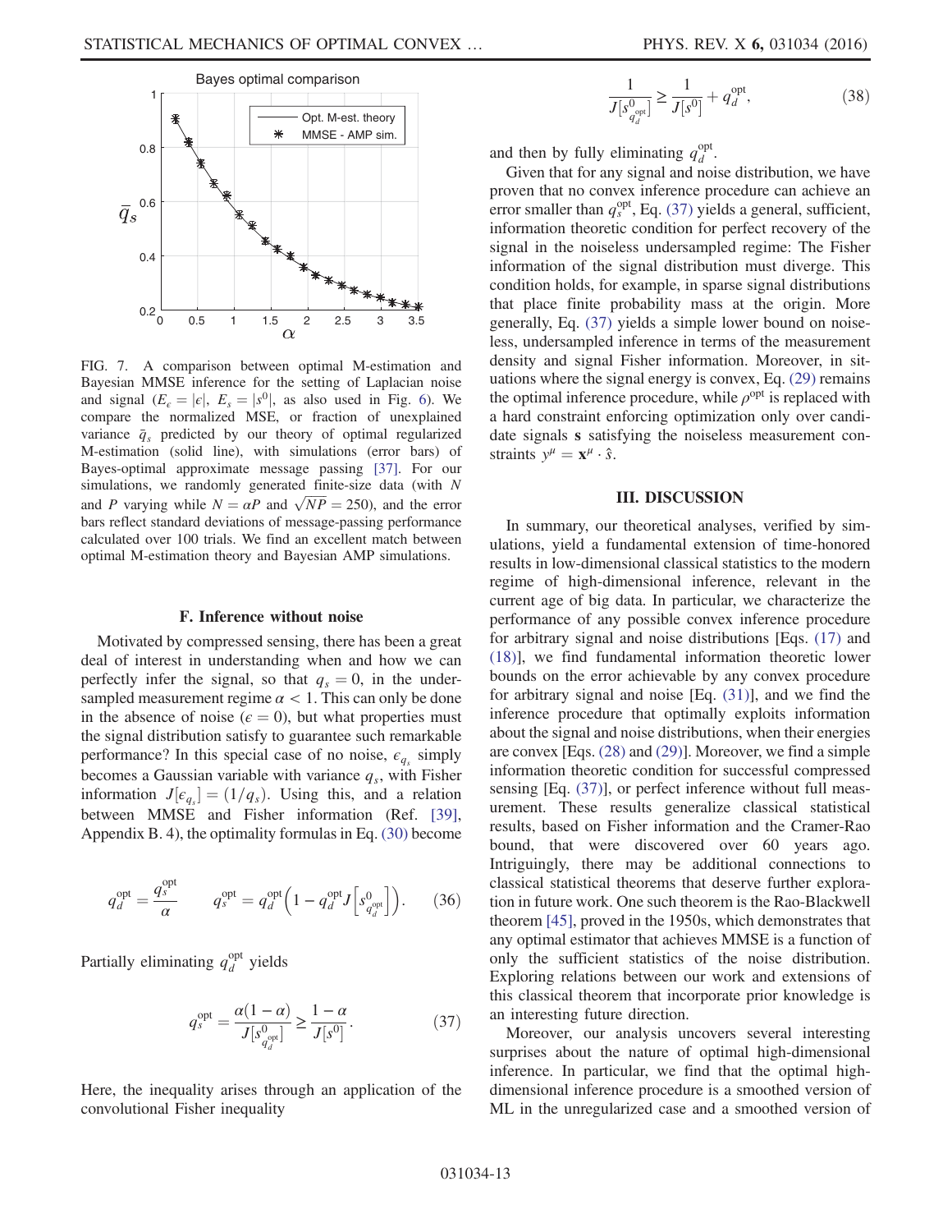FIG. 7. A comparison between optimal M-estimation and Bayesian MMSE inference for the setting of Laplacian noise and signal ($E_\epsilon = |\epsilon|$, $E_s = |s^0|$, as also used in Fig. 6). We compare the normalized MSE, or fraction of unexplained variance $\bar{q}_s$ predicted by our theory of optimal regularized M-estimation (solid line), with simulations (error bars) of Bayes-optimal approximate message passing [37]. For our simulations, we randomly generated finite-size data (with $N$ and $P$ varying while $N = \alpha P$ and $\sqrt{NP} = 250$), and the error bars reflect standard deviations of message-passing performance calculated over 100 trials. We find an excellent match between optimal M-estimation theory and Bayesian AMP simulations.

### F. Inference without noise

Motivated by compressed sensing, there has been a great deal of interest in understanding when and how we can perfectly infer the signal, so that $q_s = 0$, in the undersampled measurement regime $\alpha < 1$. This can only be done in the absence of noise ($\epsilon = 0$), but what properties must the signal distribution satisfy to guarantee such remarkable performance? In this special case of no noise, $\epsilon_{q_s}$ simply becomes a Gaussian variable with variance $q_s$, with Fisher information $J[\epsilon_{q_s}] = (1/q_s)$. Using this, and a relation between MMSE and Fisher information (Ref. [39], Appendix B. 4), the optimality formulas in Eq. (30) become

$$q_d^{\text{opt}} = \frac{q_s^{\text{opt}}}{\alpha} \qquad q_s^{\text{opt}} = q_d^{\text{opt}}\left(1 - q_d^{\text{opt}} J\left[s^0_{q_d^{\text{opt}}}\right]\right). \tag{36}$$

Partially eliminating $q_d^{\text{opt}}$ yields

$$q_s^{\text{opt}} = \frac{\alpha(1-\alpha)}{J[s^0_{q_d^{\text{opt}}}]} \geq \frac{1-\alpha}{J[s^0]}. \tag{37}$$

Here, the inequality arises through an application of the convolutional Fisher inequality

$$\frac{1}{J[s^0_{q_d^{\text{opt}}}]} \geq \frac{1}{J[s^0]} + q_d^{\text{opt}}, \tag{38}$$

and then by fully eliminating $q_d^{\text{opt}}$.

Given that for any signal and noise distribution, we have proven that no convex inference procedure can achieve an error smaller than $q_s^{\text{opt}}$, Eq. (37) yields a general, sufficient, information theoretic condition for perfect recovery of the signal in the noiseless undersampled regime: The Fisher information of the signal distribution must diverge. This condition holds, for example, in sparse signal distributions that place finite probability mass at the origin. More generally, Eq. (37) yields a simple lower bound on noiseless, undersampled inference in terms of the measurement density and signal Fisher information. Moreover, in situations where the signal energy is convex, Eq. (29) remains the optimal inference procedure, while $\rho^{\text{opt}}$ is replaced with a hard constraint enforcing optimization only over candidate signals $\mathbf{s}$ satisfying the noiseless measurement constraints $y^\mu = \mathbf{x}^\mu \cdot \hat{\mathbf{s}}$.

## III. DISCUSSION

In summary, our theoretical analyses, verified by simulations, yield a fundamental extension of time-honored results in low-dimensional classical statistics to the modern regime of high-dimensional inference, relevant in the current age of big data. In particular, we characterize the performance of any possible convex inference procedure for arbitrary signal and noise distributions [Eqs. (17) and (18)], we find fundamental information theoretic lower bounds on the error achievable by any convex procedure for arbitrary signal and noise [Eq. (31)], and we find the inference procedure that optimally exploits information about the signal and noise distributions, when their energies are convex [Eqs. (28) and (29)]. Moreover, we find a simple information theoretic condition for successful compressed sensing [Eq. (37)], or perfect inference without full measurement. These results generalize classical statistical results, based on Fisher information and the Cramer-Rao bound, that were discovered over 60 years ago. Intriguingly, there may be additional connections to classical statistical theorems that deserve further exploration in future work. One such theorem is the Rao-Blackwell theorem [45], proved in the 1950s, which demonstrates that any optimal estimator that achieves MMSE is a function of only the sufficient statistics of the noise distribution. Exploring relations between our work and extensions of this classical theorem that incorporate prior knowledge is an interesting future direction.

Moreover, our analysis uncovers several interesting surprises about the nature of optimal high-dimensional inference. In particular, we find that the optimal high-dimensional inference procedure is a smoothed version of ML in the unregularized case and a smoothed version of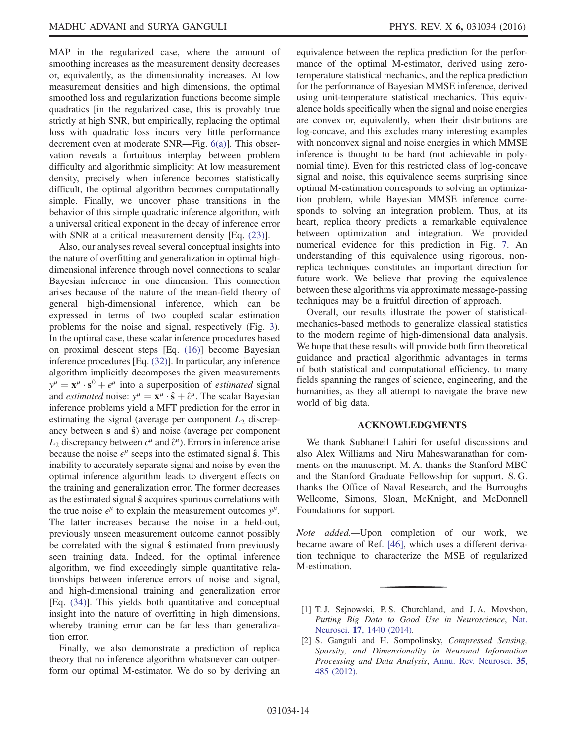MAP in the regularized case, where the amount of smoothing increases as the measurement density decreases or, equivalently, as the dimensionality increases. At low measurement densities and high dimensions, the optimal smoothed loss and regularization functions become simple quadratics [in the regularized case, this is provably true strictly at high SNR, but empirically, replacing the optimal loss with quadratic loss incurs very little performance decrement even at moderate SNR—Fig. 6(a)]. This observation reveals a fortuitous interplay between problem difficulty and algorithmic simplicity: At low measurement density, precisely when inference becomes statistically difficult, the optimal algorithm becomes computationally simple. Finally, we uncover phase transitions in the behavior of this simple quadratic inference algorithm, with a universal critical exponent in the decay of inference error with SNR at a critical measurement density [Eq. (23)].

Also, our analyses reveal several conceptual insights into the nature of overfitting and generalization in optimal high-dimensional inference through novel connections to scalar Bayesian inference in one dimension. This connection arises because of the nature of the mean-field theory of general high-dimensional inference, which can be expressed in terms of two coupled scalar estimation problems for the noise and signal, respectively (Fig. 3). In the optimal case, these scalar inference procedures based on proximal descent steps [Eq. (16)] become Bayesian inference procedures [Eq. (32)]. In particular, any inference algorithm implicitly decomposes the given measurements $y^\mu = \mathbf{x}^\mu \cdot \mathbf{s}^0 + \epsilon^\mu$ into a superposition of *estimated* signal and *estimated* noise: $y^\mu = \mathbf{x}^\mu \cdot \hat{\mathbf{s}} + \hat{\epsilon}^\mu$. The scalar Bayesian inference problems yield a MFT prediction for the error in estimating the signal (average per component $L_2$ discrepancy between $\mathbf{s}$ and $\hat{\mathbf{s}}$) and noise (average per component $L_2$ discrepancy between $\epsilon^\mu$ and $\hat{\epsilon}^\mu$). Errors in inference arise because the noise $\epsilon^\mu$ seeps into the estimated signal $\hat{\mathbf{s}}$. This inability to accurately separate signal and noise by even the optimal inference algorithm leads to divergent effects on the training and generalization error. The former decreases as the estimated signal $\hat{\mathbf{s}}$ acquires spurious correlations with the true noise $\epsilon^\mu$ to explain the measurement outcomes $y^\mu$. The latter increases because the noise in a held-out, previously unseen measurement outcome cannot possibly be correlated with the signal $\hat{\mathbf{s}}$ estimated from previously seen training data. Indeed, for the optimal inference algorithm, we find exceedingly simple quantitative relationships between inference errors of noise and signal, and high-dimensional training and generalization error [Eq. (34)]. This yields both quantitative and conceptual insight into the nature of overfitting in high dimensions, whereby training error can be far less than generalization error.

Finally, we also demonstrate a prediction of replica theory that no inference algorithm whatsoever can outperform our optimal M-estimator. We do so by deriving an equivalence between the replica prediction for the performance of the optimal M-estimator, derived using zero-temperature statistical mechanics, and the replica prediction for the performance of Bayesian MMSE inference, derived using unit-temperature statistical mechanics. This equivalence holds specifically when the signal and noise energies are convex or, equivalently, when their distributions are log-concave, and this excludes many interesting examples with nonconvex signal and noise energies in which MMSE inference is thought to be hard (not achievable in polynomial time). Even for this restricted class of log-concave signal and noise, this equivalence seems surprising since optimal M-estimation corresponds to solving an optimization problem, while Bayesian MMSE inference corresponds to solving an integration problem. Thus, at its heart, replica theory predicts a remarkable equivalence between optimization and integration. We provided numerical evidence for this prediction in Fig. 7. An understanding of this equivalence using rigorous, nonreplica techniques constitutes an important direction for future work. We believe that proving the equivalence between these algorithms via approximate message-passing techniques may be a fruitful direction of approach.

Overall, our results illustrate the power of statistical-mechanics-based methods to generalize classical statistics to the modern regime of high-dimensional data analysis. We hope that these results will provide both firm theoretical guidance and practical algorithmic advantages in terms of both statistical and computational efficiency, to many fields spanning the ranges of science, engineering, and the humanities, as they all attempt to navigate the brave new world of big data.

## ACKNOWLEDGMENTS

We thank Subhaneil Lahiri for useful discussions and also Alex Williams and Niru Maheswaranathan for comments on the manuscript. M. A. thanks the Stanford MBC and the Stanford Graduate Fellowship for support. S. G. thanks the Office of Naval Research, and the Burroughs Wellcome, Simons, Sloan, McKnight, and McDonnell Foundations for support.

*Note added.*—Upon completion of our work, we became aware of Ref. [46], which uses a different derivation technique to characterize the MSE of regularized M-estimation.

---

[1] T. J. Sejnowski, P. S. Churchland, and J. A. Movshon, *Putting Big Data to Good Use in Neuroscience*, Nat. Neurosci. **17**, 1440 (2014).

[2] S. Ganguli and H. Sompolinsky, *Compressed Sensing, Sparsity, and Dimensionality in Neuronal Information Processing and Data Analysis*, Annu. Rev. Neurosci. **35**, 485 (2012).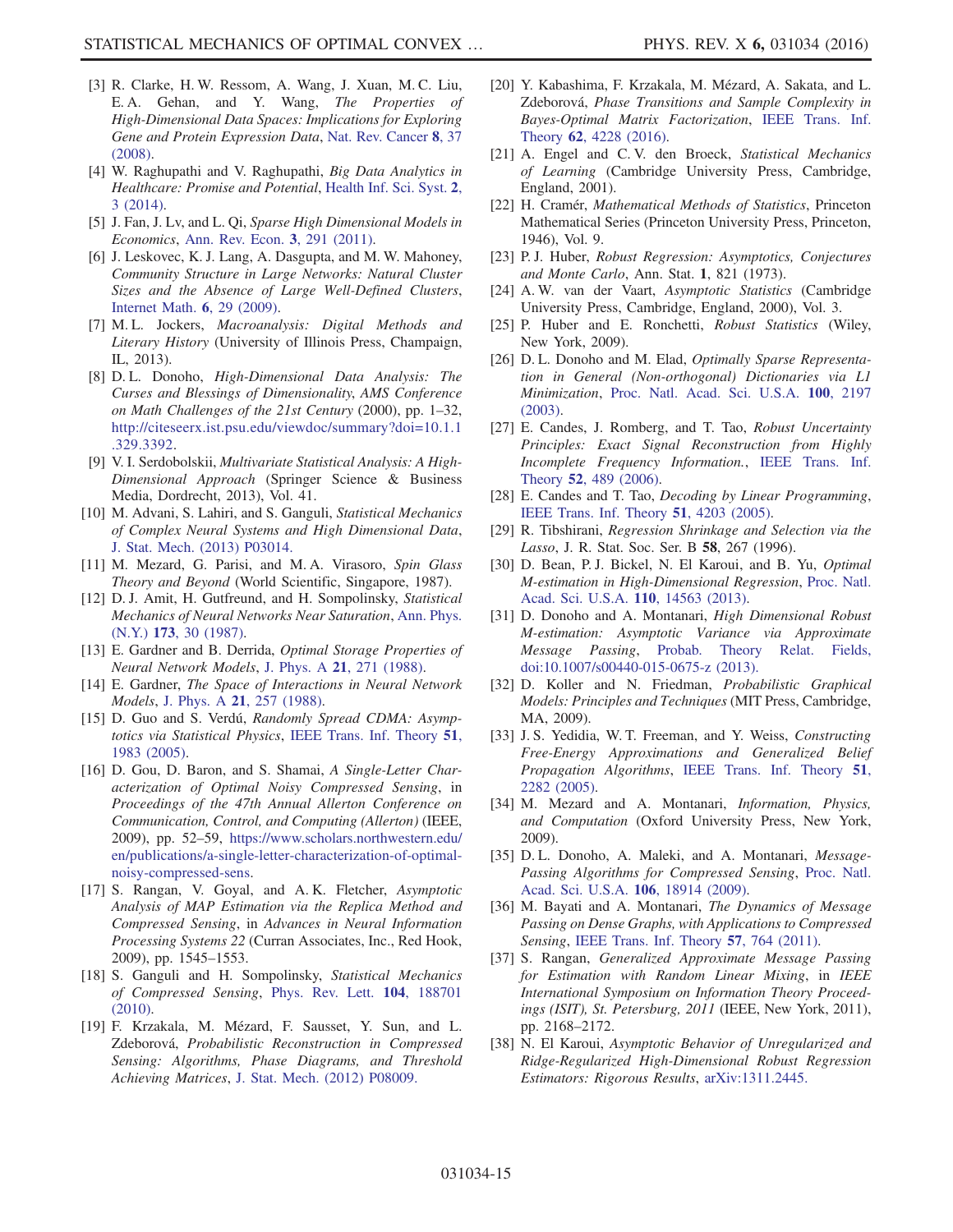[3] R. Clarke, H. W. Ressom, A. Wang, J. Xuan, M. C. Liu, E. A. Gehan, and Y. Wang, *The Properties of High-Dimensional Data Spaces: Implications for Exploring Gene and Protein Expression Data*, Nat. Rev. Cancer **8**, 37 (2008).

[4] W. Raghupathi and V. Raghupathi, *Big Data Analytics in Healthcare: Promise and Potential*, Health Inf. Sci. Syst. **2**, 3 (2014).

[5] J. Fan, J. Lv, and L. Qi, *Sparse High Dimensional Models in Economics*, Ann. Rev. Econ. **3**, 291 (2011).

[6] J. Leskovec, K. J. Lang, A. Dasgupta, and M. W. Mahoney, *Community Structure in Large Networks: Natural Cluster Sizes and the Absence of Large Well-Defined Clusters*, Internet Math. **6**, 29 (2009).

[7] M. L. Jockers, *Macroanalysis: Digital Methods and Literary History* (University of Illinois Press, Champaign, IL, 2013).

[8] D. L. Donoho, *High-Dimensional Data Analysis: The Curses and Blessings of Dimensionality*, *AMS Conference on Math Challenges of the 21st Century* (2000), pp. 1–32, http://citeseerx.ist.psu.edu/viewdoc/summary?doi=10.1.1.329.3392.

[9] V. I. Serdobolskii, *Multivariate Statistical Analysis: A High-Dimensional Approach* (Springer Science & Business Media, Dordrecht, 2013), Vol. 41.

[10] M. Advani, S. Lahiri, and S. Ganguli, *Statistical Mechanics of Complex Neural Systems and High Dimensional Data*, J. Stat. Mech. (2013) P03014.

[11] M. Mezard, G. Parisi, and M. A. Virasoro, *Spin Glass Theory and Beyond* (World Scientific, Singapore, 1987).

[12] D. J. Amit, H. Gutfreund, and H. Sompolinsky, *Statistical Mechanics of Neural Networks Near Saturation*, Ann. Phys. (N.Y.) **173**, 30 (1987).

[13] E. Gardner and B. Derrida, *Optimal Storage Properties of Neural Network Models*, J. Phys. A **21**, 271 (1988).

[14] E. Gardner, *The Space of Interactions in Neural Network Models*, J. Phys. A **21**, 257 (1988).

[15] D. Guo and S. Verdú, *Randomly Spread CDMA: Asymptotics via Statistical Physics*, IEEE Trans. Inf. Theory **51**, 1983 (2005).

[16] D. Gou, D. Baron, and S. Shamai, *A Single-Letter Characterization of Optimal Noisy Compressed Sensing*, in *Proceedings of the 47th Annual Allerton Conference on Communication, Control, and Computing (Allerton)* (IEEE, 2009), pp. 52–59, https://www.scholars.northwestern.edu/en/publications/a-single-letter-characterization-of-optimal-noisy-compressed-sens.

[17] S. Rangan, V. Goyal, and A. K. Fletcher, *Asymptotic Analysis of MAP Estimation via the Replica Method and Compressed Sensing*, in *Advances in Neural Information Processing Systems 22* (Curran Associates, Inc., Red Hook, 2009), pp. 1545–1553.

[18] S. Ganguli and H. Sompolinsky, *Statistical Mechanics of Compressed Sensing*, Phys. Rev. Lett. **104**, 188701 (2010).

[19] F. Krzakala, M. Mézard, F. Sausset, Y. Sun, and L. Zdeborová, *Probabilistic Reconstruction in Compressed Sensing: Algorithms, Phase Diagrams, and Threshold Achieving Matrices*, J. Stat. Mech. (2012) P08009.

[20] Y. Kabashima, F. Krzakala, M. Mézard, A. Sakata, and L. Zdeborová, *Phase Transitions and Sample Complexity in Bayes-Optimal Matrix Factorization*, IEEE Trans. Inf. Theory **62**, 4228 (2016).

[21] A. Engel and C. V. den Broeck, *Statistical Mechanics of Learning* (Cambridge University Press, Cambridge, England, 2001).

[22] H. Cramér, *Mathematical Methods of Statistics*, Princeton Mathematical Series (Princeton University Press, Princeton, 1946), Vol. 9.

[23] P. J. Huber, *Robust Regression: Asymptotics, Conjectures and Monte Carlo*, Ann. Stat. **1**, 821 (1973).

[24] A. W. van der Vaart, *Asymptotic Statistics* (Cambridge University Press, Cambridge, England, 2000), Vol. 3.

[25] P. Huber and E. Ronchetti, *Robust Statistics* (Wiley, New York, 2009).

[26] D. L. Donoho and M. Elad, *Optimally Sparse Representation in General (Non-orthogonal) Dictionaries via L1 Minimization*, Proc. Natl. Acad. Sci. U.S.A. **100**, 2197 (2003).

[27] E. Candes, J. Romberg, and T. Tao, *Robust Uncertainty Principles: Exact Signal Reconstruction from Highly Incomplete Frequency Information.*, IEEE Trans. Inf. Theory **52**, 489 (2006).

[28] E. Candes and T. Tao, *Decoding by Linear Programming*, IEEE Trans. Inf. Theory **51**, 4203 (2005).

[29] R. Tibshirani, *Regression Shrinkage and Selection via the Lasso*, J. R. Stat. Soc. Ser. B **58**, 267 (1996).

[30] D. Bean, P. J. Bickel, N. El Karoui, and B. Yu, *Optimal M-estimation in High-Dimensional Regression*, Proc. Natl. Acad. Sci. U.S.A. **110**, 14563 (2013).

[31] D. Donoho and A. Montanari, *High Dimensional Robust M-estimation: Asymptotic Variance via Approximate Message Passing*, Probab. Theory Relat. Fields, doi:10.1007/s00440-015-0675-z (2013).

[32] D. Koller and N. Friedman, *Probabilistic Graphical Models: Principles and Techniques* (MIT Press, Cambridge, MA, 2009).

[33] J. S. Yedidia, W. T. Freeman, and Y. Weiss, *Constructing Free-Energy Approximations and Generalized Belief Propagation Algorithms*, IEEE Trans. Inf. Theory **51**, 2282 (2005).

[34] M. Mezard and A. Montanari, *Information, Physics, and Computation* (Oxford University Press, New York, 2009).

[35] D. L. Donoho, A. Maleki, and A. Montanari, *Message-Passing Algorithms for Compressed Sensing*, Proc. Natl. Acad. Sci. U.S.A. **106**, 18914 (2009).

[36] M. Bayati and A. Montanari, *The Dynamics of Message Passing on Dense Graphs, with Applications to Compressed Sensing*, IEEE Trans. Inf. Theory **57**, 764 (2011).

[37] S. Rangan, *Generalized Approximate Message Passing for Estimation with Random Linear Mixing*, in *IEEE International Symposium on Information Theory Proceedings (ISIT), St. Petersburg, 2011* (IEEE, New York, 2011), pp. 2168–2172.

[38] N. El Karoui, *Asymptotic Behavior of Unregularized and Ridge-Regularized High-Dimensional Robust Regression Estimators: Rigorous Results*, arXiv:1311.2445.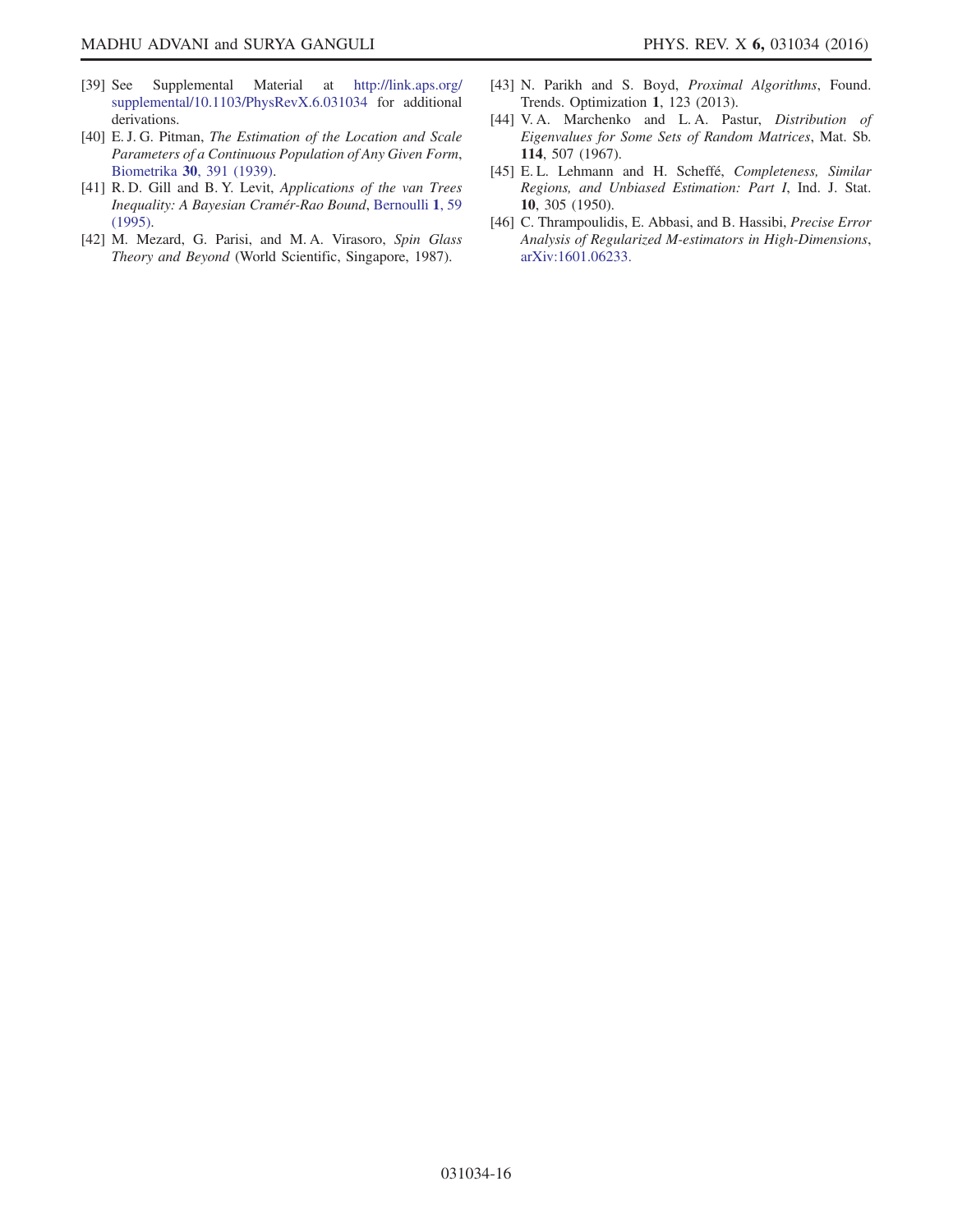[39] See Supplemental Material at http://link.aps.org/supplemental/10.1103/PhysRevX.6.031034 for additional derivations.

[40] E. J. G. Pitman, *The Estimation of the Location and Scale Parameters of a Continuous Population of Any Given Form*, Biometrika **30**, 391 (1939).

[41] R. D. Gill and B. Y. Levit, *Applications of the van Trees Inequality: A Bayesian Cramér-Rao Bound*, Bernoulli **1**, 59 (1995).

[42] M. Mezard, G. Parisi, and M. A. Virasoro, *Spin Glass Theory and Beyond* (World Scientific, Singapore, 1987).

[43] N. Parikh and S. Boyd, *Proximal Algorithms*, Found. Trends. Optimization **1**, 123 (2013).

[44] V. A. Marchenko and L. A. Pastur, *Distribution of Eigenvalues for Some Sets of Random Matrices*, Mat. Sb. **114**, 507 (1967).

[45] E. L. Lehmann and H. Scheffé, *Completeness, Similar Regions, and Unbiased Estimation: Part I*, Ind. J. Stat. **10**, 305 (1950).

[46] C. Thrampoulidis, E. Abbasi, and B. Hassibi, *Precise Error Analysis of Regularized M-estimators in High-Dimensions*, arXiv:1601.06233.